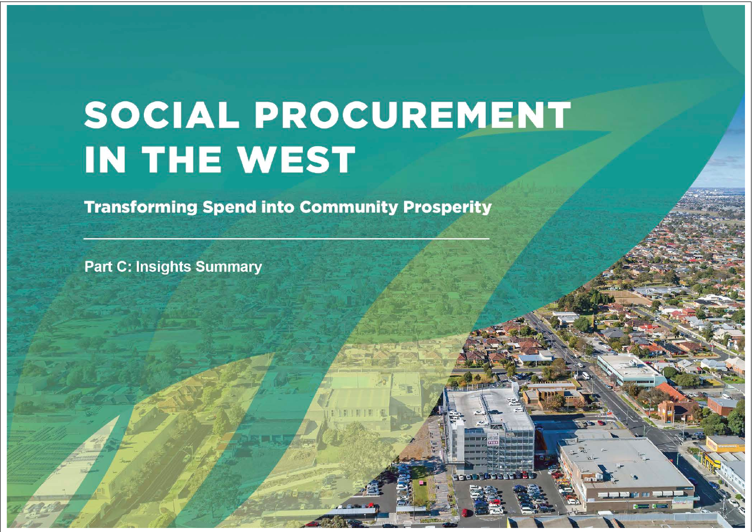# SOCIAL PROCUREMENT IN THE WEST

## Transforming Spend into Community Prosperity

---

Part C: Insights Summary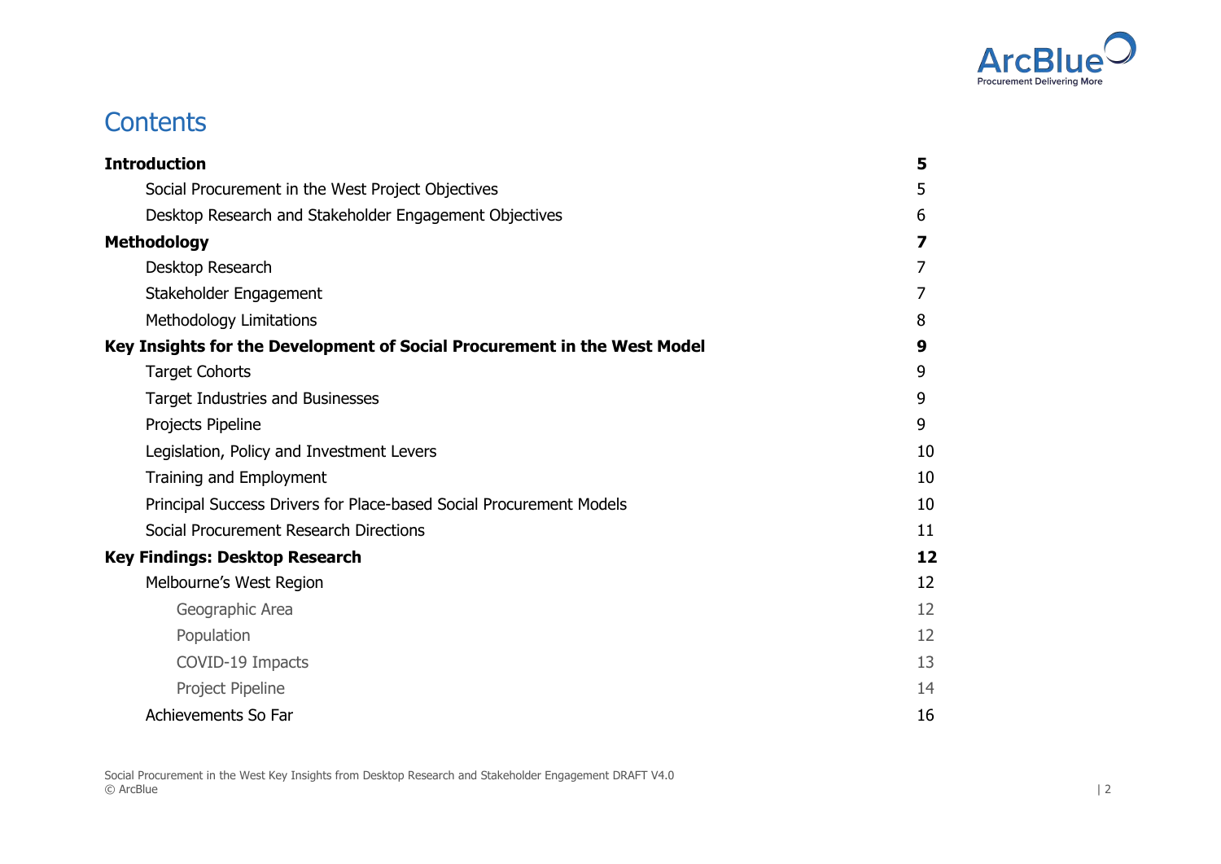# Contents

| | |
|---|---|
| **Introduction** | **5** |
| Social Procurement in the West Project Objectives | 5 |
| Desktop Research and Stakeholder Engagement Objectives | 6 |
| **Methodology** | **7** |
| Desktop Research | 7 |
| Stakeholder Engagement | 7 |
| Methodology Limitations | 8 |
| **Key Insights for the Development of Social Procurement in the West Model** | **9** |
| Target Cohorts | 9 |
| Target Industries and Businesses | 9 |
| Projects Pipeline | 9 |
| Legislation, Policy and Investment Levers | 10 |
| Training and Employment | 10 |
| Principal Success Drivers for Place-based Social Procurement Models | 10 |
| Social Procurement Research Directions | 11 |
| **Key Findings: Desktop Research** | **12** |
| Melbourne's West Region | 12 |
| Geographic Area | 12 |
| Population | 12 |
| COVID-19 Impacts | 13 |
| Project Pipeline | 14 |
| Achievements So Far | 16 |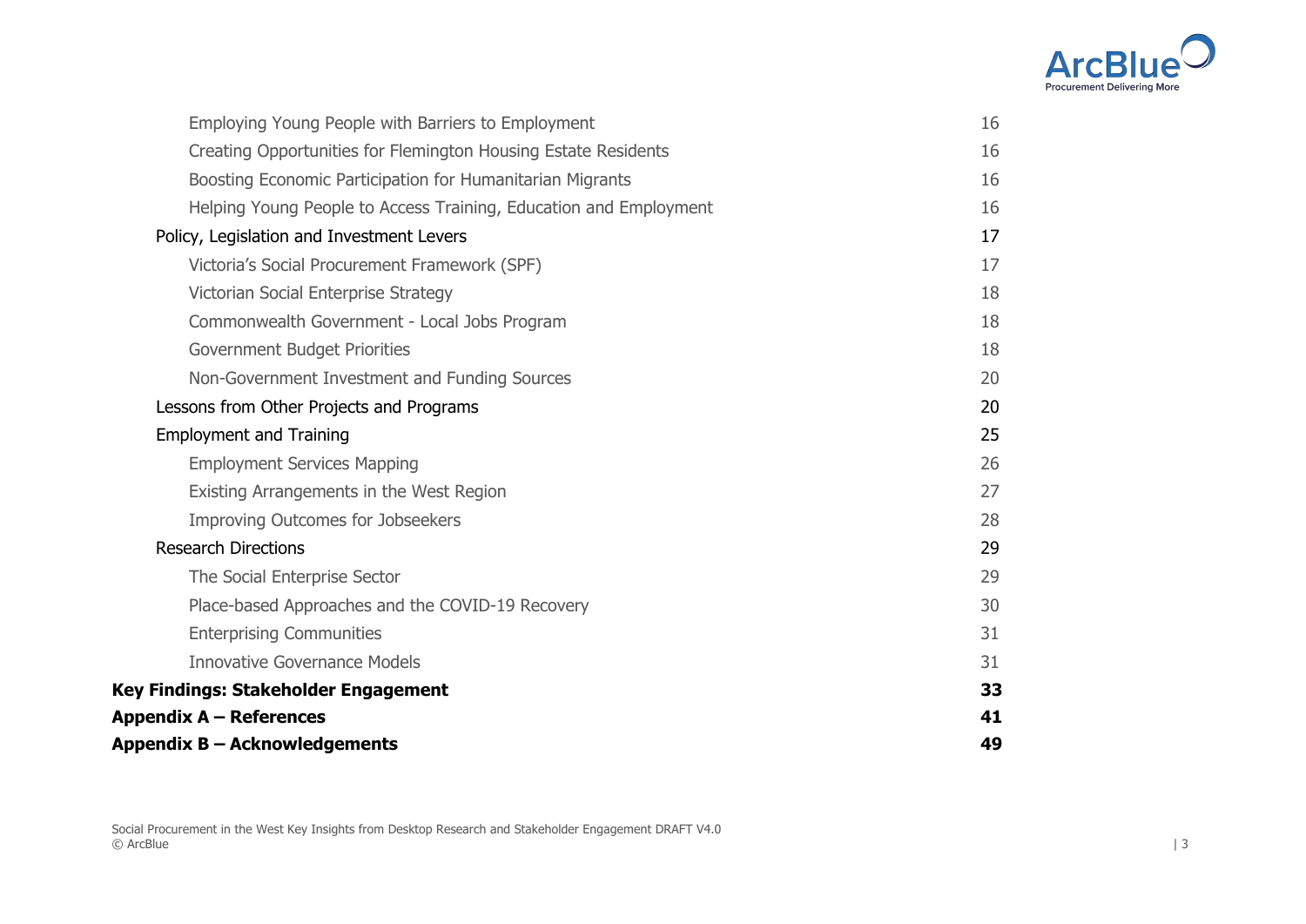| | |
|---|---|
| Employing Young People with Barriers to Employment | 16 |
| Creating Opportunities for Flemington Housing Estate Residents | 16 |
| Boosting Economic Participation for Humanitarian Migrants | 16 |
| Helping Young People to Access Training, Education and Employment | 16 |
| Policy, Legislation and Investment Levers | 17 |
| Victoria's Social Procurement Framework (SPF) | 17 |
| Victorian Social Enterprise Strategy | 18 |
| Commonwealth Government - Local Jobs Program | 18 |
| Government Budget Priorities | 18 |
| Non-Government Investment and Funding Sources | 20 |
| Lessons from Other Projects and Programs | 20 |
| Employment and Training | 25 |
| Employment Services Mapping | 26 |
| Existing Arrangements in the West Region | 27 |
| Improving Outcomes for Jobseekers | 28 |
| Research Directions | 29 |
| The Social Enterprise Sector | 29 |
| Place-based Approaches and the COVID-19 Recovery | 30 |
| Enterprising Communities | 31 |
| Innovative Governance Models | 31 |
| **Key Findings: Stakeholder Engagement** | **33** |
| **Appendix A – References** | **41** |
| **Appendix B – Acknowledgements** | **49** |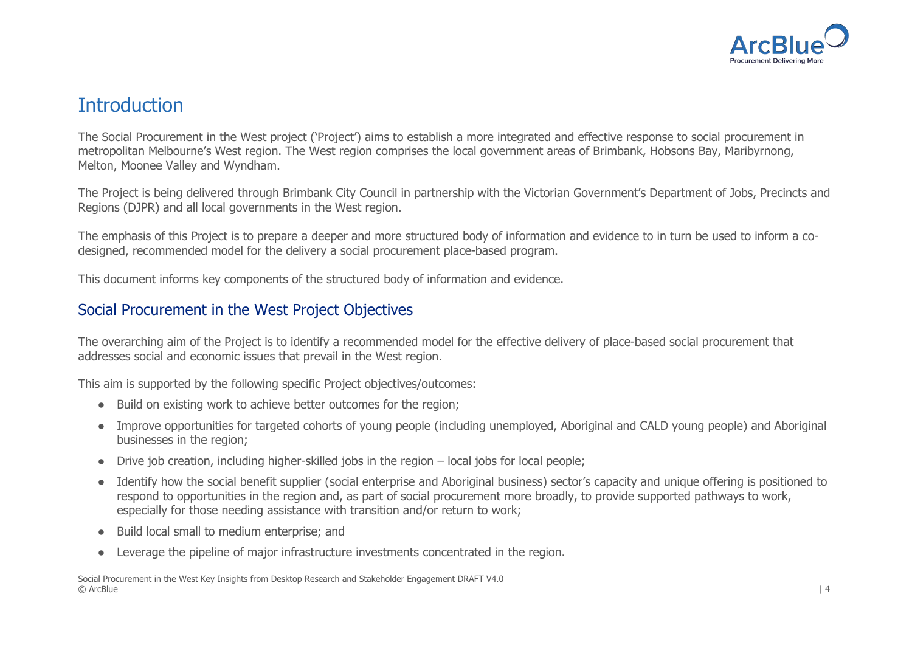# Introduction

The Social Procurement in the West project ('Project') aims to establish a more integrated and effective response to social procurement in metropolitan Melbourne's West region. The West region comprises the local government areas of Brimbank, Hobsons Bay, Maribyrnong, Melton, Moonee Valley and Wyndham.

The Project is being delivered through Brimbank City Council in partnership with the Victorian Government's Department of Jobs, Precincts and Regions (DJPR) and all local governments in the West region.

The emphasis of this Project is to prepare a deeper and more structured body of information and evidence to in turn be used to inform a co-designed, recommended model for the delivery a social procurement place-based program.

This document informs key components of the structured body of information and evidence.

## Social Procurement in the West Project Objectives

The overarching aim of the Project is to identify a recommended model for the effective delivery of place-based social procurement that addresses social and economic issues that prevail in the West region.

This aim is supported by the following specific Project objectives/outcomes:

- Build on existing work to achieve better outcomes for the region;
- Improve opportunities for targeted cohorts of young people (including unemployed, Aboriginal and CALD young people) and Aboriginal businesses in the region;
- Drive job creation, including higher-skilled jobs in the region – local jobs for local people;
- Identify how the social benefit supplier (social enterprise and Aboriginal business) sector's capacity and unique offering is positioned to respond to opportunities in the region and, as part of social procurement more broadly, to provide supported pathways to work, especially for those needing assistance with transition and/or return to work;
- Build local small to medium enterprise; and
- Leverage the pipeline of major infrastructure investments concentrated in the region.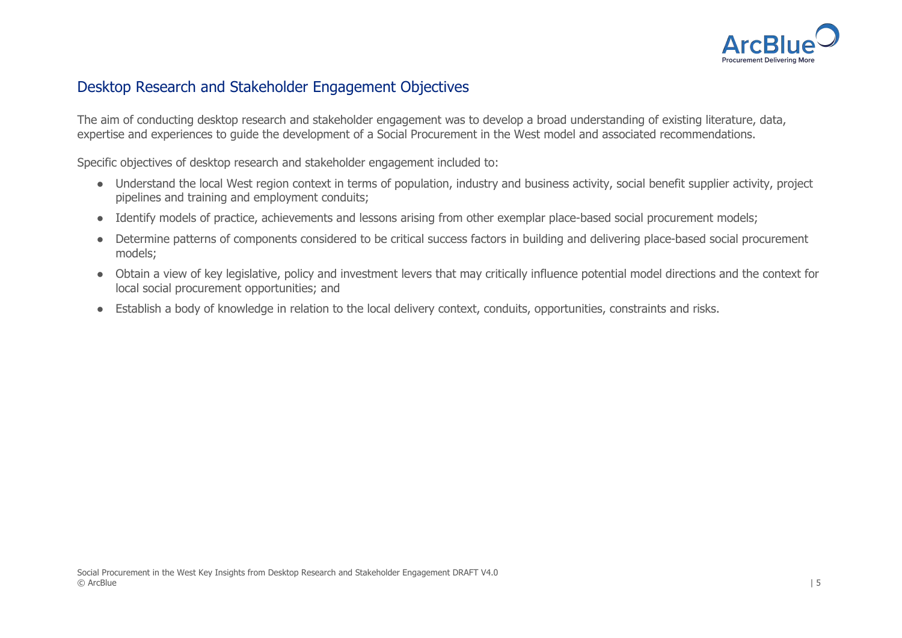## Desktop Research and Stakeholder Engagement Objectives

The aim of conducting desktop research and stakeholder engagement was to develop a broad understanding of existing literature, data, expertise and experiences to guide the development of a Social Procurement in the West model and associated recommendations.

Specific objectives of desktop research and stakeholder engagement included to:

- Understand the local West region context in terms of population, industry and business activity, social benefit supplier activity, project pipelines and training and employment conduits;
- Identify models of practice, achievements and lessons arising from other exemplar place-based social procurement models;
- Determine patterns of components considered to be critical success factors in building and delivering place-based social procurement models;
- Obtain a view of key legislative, policy and investment levers that may critically influence potential model directions and the context for local social procurement opportunities; and
- Establish a body of knowledge in relation to the local delivery context, conduits, opportunities, constraints and risks.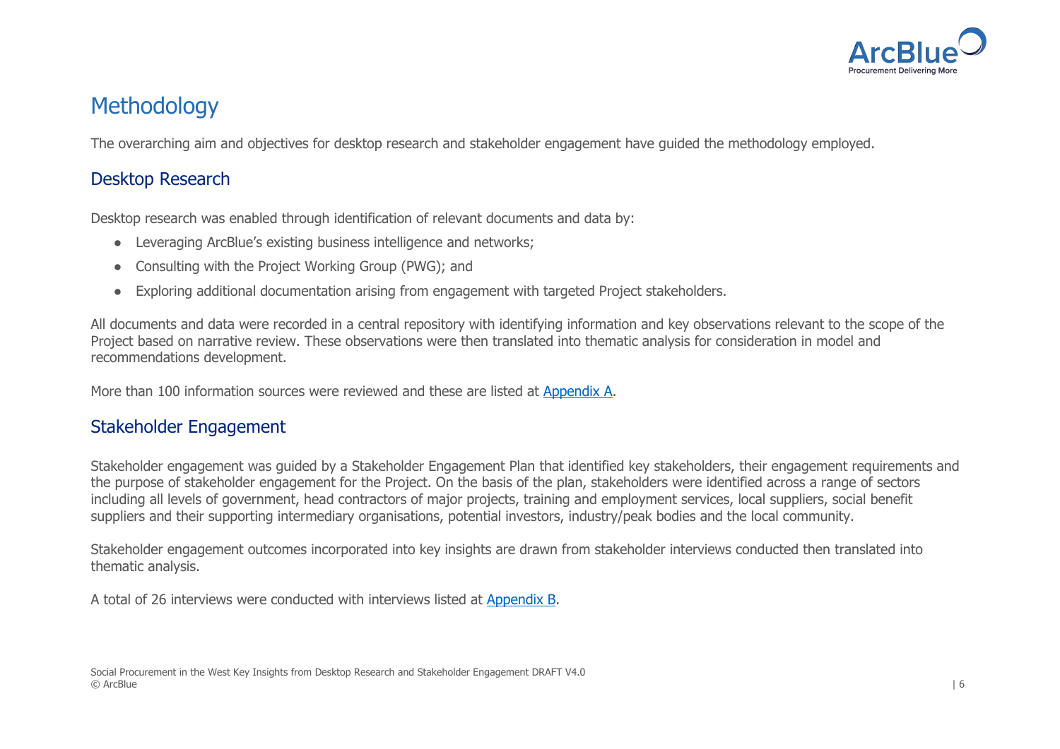# Methodology

The overarching aim and objectives for desktop research and stakeholder engagement have guided the methodology employed.

## Desktop Research

Desktop research was enabled through identification of relevant documents and data by:

- Leveraging ArcBlue's existing business intelligence and networks;
- Consulting with the Project Working Group (PWG); and
- Exploring additional documentation arising from engagement with targeted Project stakeholders.

All documents and data were recorded in a central repository with identifying information and key observations relevant to the scope of the Project based on narrative review. These observations were then translated into thematic analysis for consideration in model and recommendations development.

More than 100 information sources were reviewed and these are listed at Appendix A.

## Stakeholder Engagement

Stakeholder engagement was guided by a Stakeholder Engagement Plan that identified key stakeholders, their engagement requirements and the purpose of stakeholder engagement for the Project. On the basis of the plan, stakeholders were identified across a range of sectors including all levels of government, head contractors of major projects, training and employment services, local suppliers, social benefit suppliers and their supporting intermediary organisations, potential investors, industry/peak bodies and the local community.

Stakeholder engagement outcomes incorporated into key insights are drawn from stakeholder interviews conducted then translated into thematic analysis.

A total of 26 interviews were conducted with interviews listed at Appendix B.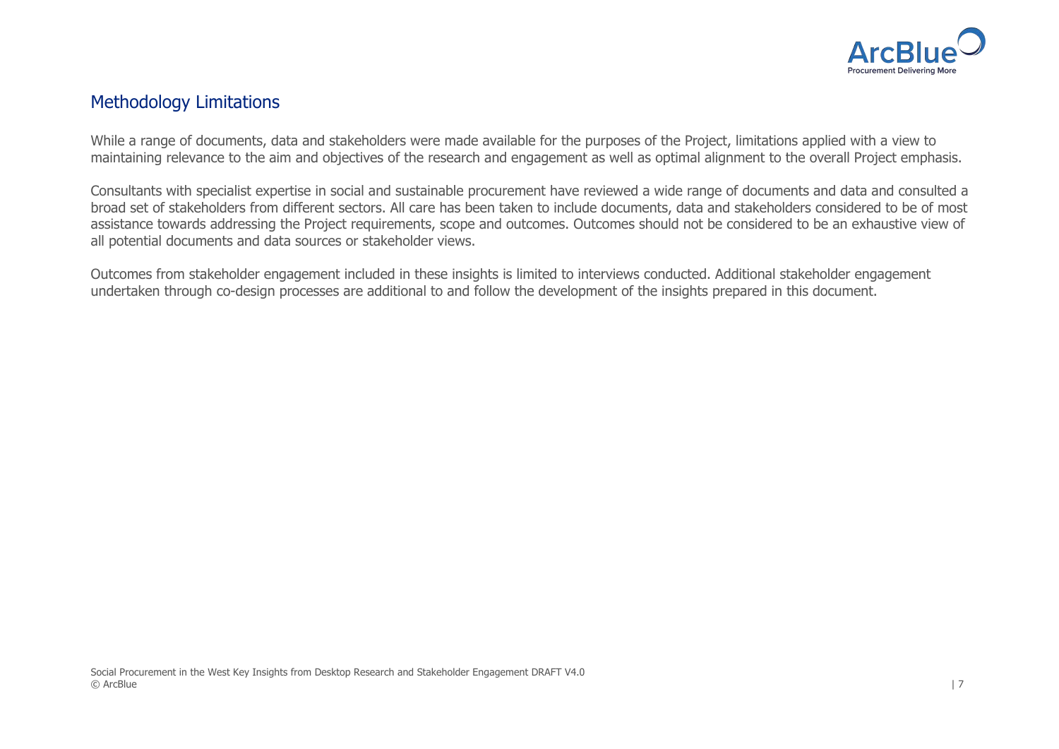## Methodology Limitations

While a range of documents, data and stakeholders were made available for the purposes of the Project, limitations applied with a view to maintaining relevance to the aim and objectives of the research and engagement as well as optimal alignment to the overall Project emphasis.

Consultants with specialist expertise in social and sustainable procurement have reviewed a wide range of documents and data and consulted a broad set of stakeholders from different sectors. All care has been taken to include documents, data and stakeholders considered to be of most assistance towards addressing the Project requirements, scope and outcomes. Outcomes should not be considered to be an exhaustive view of all potential documents and data sources or stakeholder views.

Outcomes from stakeholder engagement included in these insights is limited to interviews conducted. Additional stakeholder engagement undertaken through co-design processes are additional to and follow the development of the insights prepared in this document.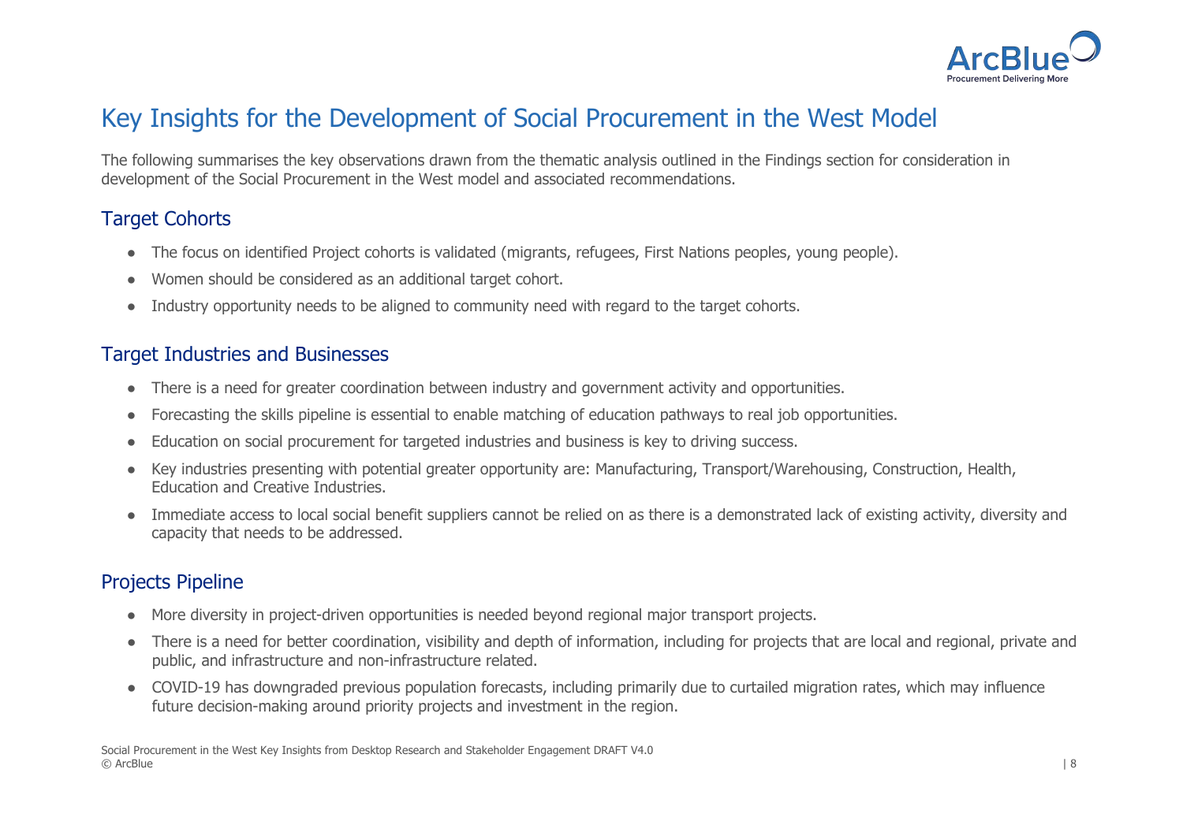# Key Insights for the Development of Social Procurement in the West Model

The following summarises the key observations drawn from the thematic analysis outlined in the Findings section for consideration in development of the Social Procurement in the West model and associated recommendations.

## Target Cohorts

- The focus on identified Project cohorts is validated (migrants, refugees, First Nations peoples, young people).
- Women should be considered as an additional target cohort.
- Industry opportunity needs to be aligned to community need with regard to the target cohorts.

## Target Industries and Businesses

- There is a need for greater coordination between industry and government activity and opportunities.
- Forecasting the skills pipeline is essential to enable matching of education pathways to real job opportunities.
- Education on social procurement for targeted industries and business is key to driving success.
- Key industries presenting with potential greater opportunity are: Manufacturing, Transport/Warehousing, Construction, Health, Education and Creative Industries.
- Immediate access to local social benefit suppliers cannot be relied on as there is a demonstrated lack of existing activity, diversity and capacity that needs to be addressed.

## Projects Pipeline

- More diversity in project-driven opportunities is needed beyond regional major transport projects.
- There is a need for better coordination, visibility and depth of information, including for projects that are local and regional, private and public, and infrastructure and non-infrastructure related.
- COVID-19 has downgraded previous population forecasts, including primarily due to curtailed migration rates, which may influence future decision-making around priority projects and investment in the region.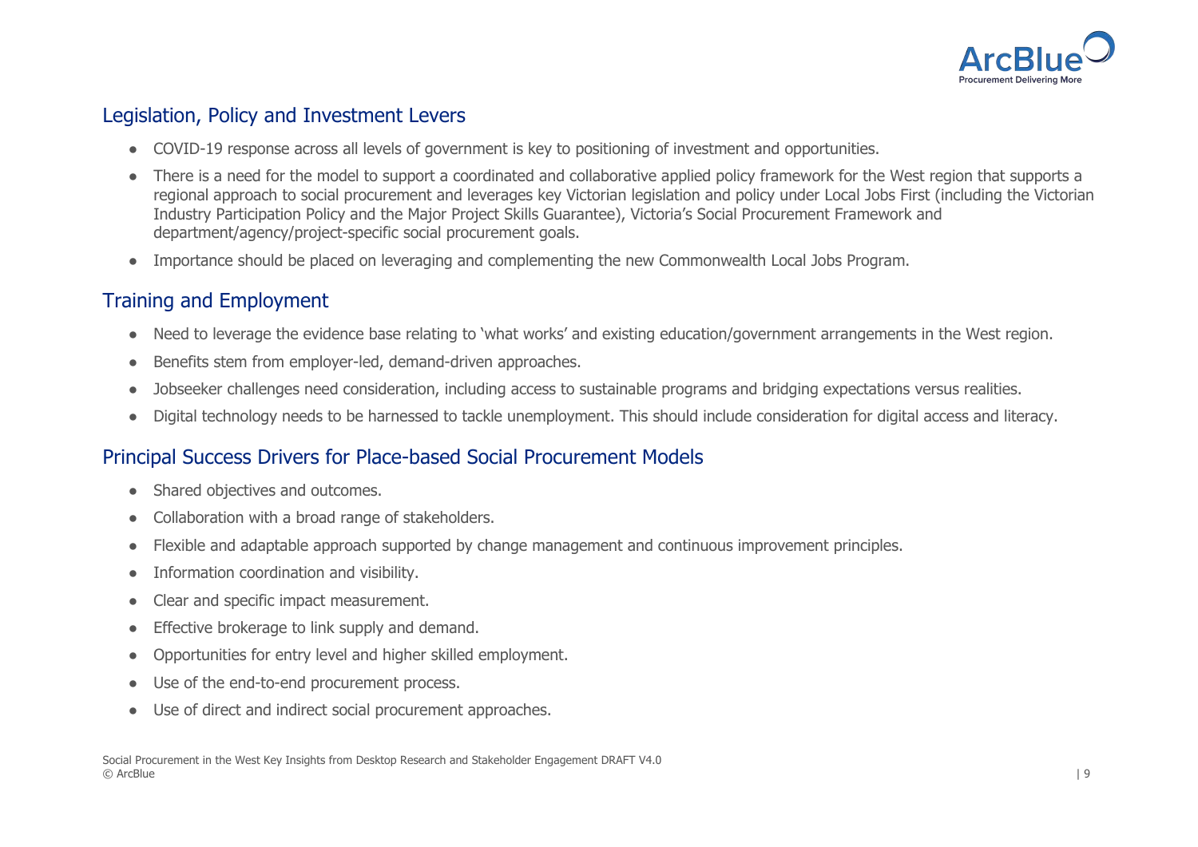## Legislation, Policy and Investment Levers

- COVID-19 response across all levels of government is key to positioning of investment and opportunities.
- There is a need for the model to support a coordinated and collaborative applied policy framework for the West region that supports a regional approach to social procurement and leverages key Victorian legislation and policy under Local Jobs First (including the Victorian Industry Participation Policy and the Major Project Skills Guarantee), Victoria's Social Procurement Framework and department/agency/project-specific social procurement goals.
- Importance should be placed on leveraging and complementing the new Commonwealth Local Jobs Program.

## Training and Employment

- Need to leverage the evidence base relating to 'what works' and existing education/government arrangements in the West region.
- Benefits stem from employer-led, demand-driven approaches.
- Jobseeker challenges need consideration, including access to sustainable programs and bridging expectations versus realities.
- Digital technology needs to be harnessed to tackle unemployment. This should include consideration for digital access and literacy.

## Principal Success Drivers for Place-based Social Procurement Models

- Shared objectives and outcomes.
- Collaboration with a broad range of stakeholders.
- Flexible and adaptable approach supported by change management and continuous improvement principles.
- Information coordination and visibility.
- Clear and specific impact measurement.
- Effective brokerage to link supply and demand.
- Opportunities for entry level and higher skilled employment.
- Use of the end-to-end procurement process.
- Use of direct and indirect social procurement approaches.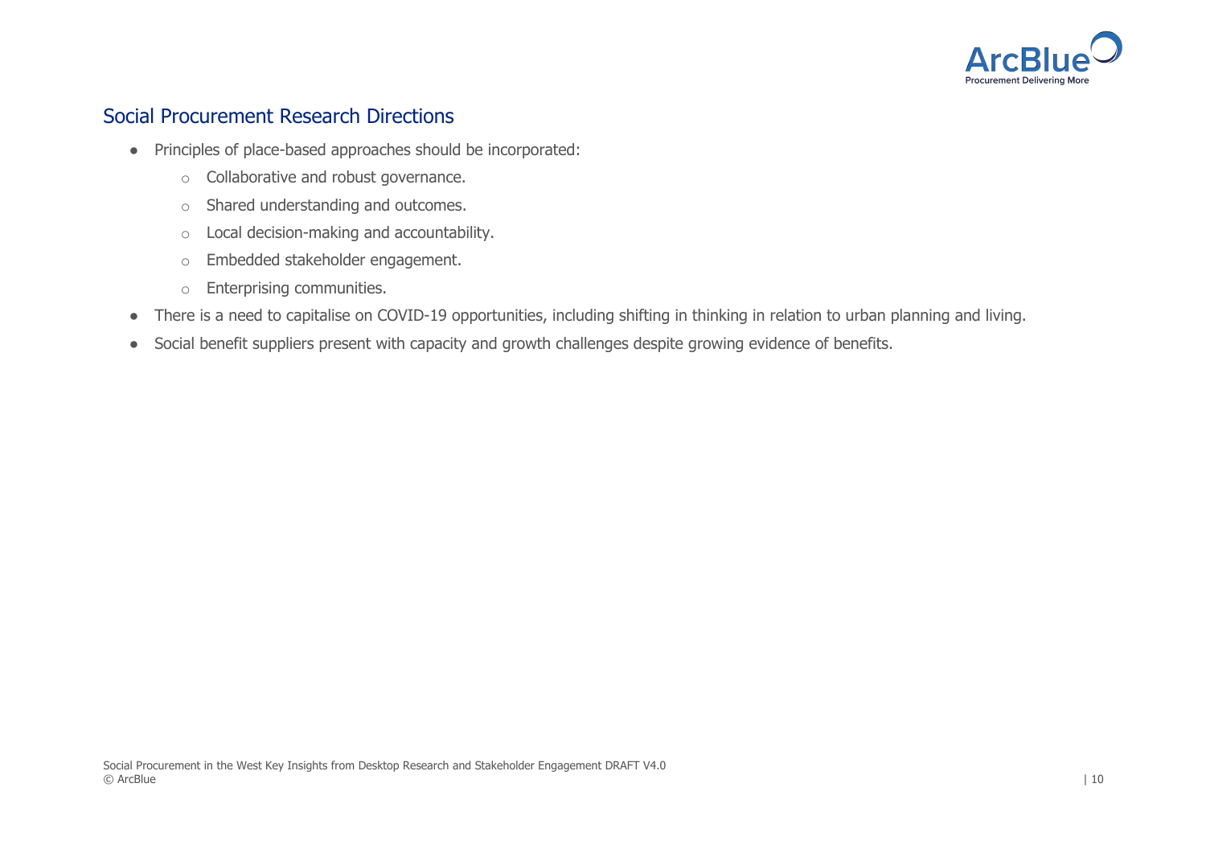## Social Procurement Research Directions

- Principles of place-based approaches should be incorporated:
    - Collaborative and robust governance.
    - Shared understanding and outcomes.
    - Local decision-making and accountability.
    - Embedded stakeholder engagement.
    - Enterprising communities.
- There is a need to capitalise on COVID-19 opportunities, including shifting in thinking in relation to urban planning and living.
- Social benefit suppliers present with capacity and growth challenges despite growing evidence of benefits.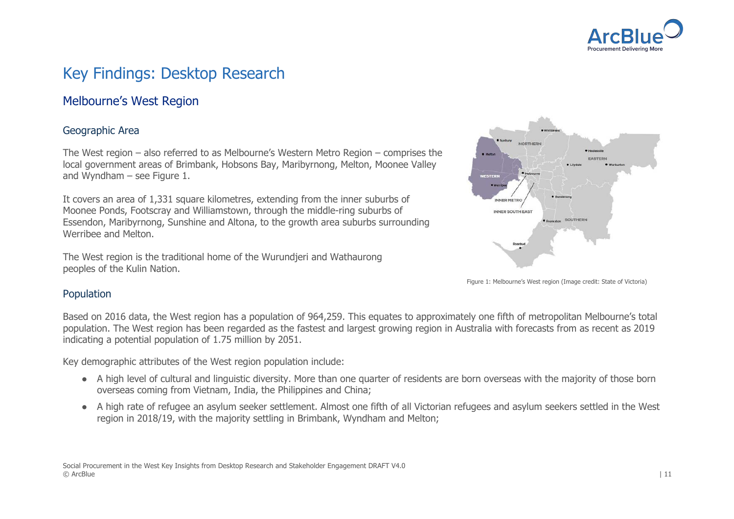# Key Findings: Desktop Research

## Melbourne's West Region

### Geographic Area

The West region – also referred to as Melbourne's Western Metro Region – comprises the local government areas of Brimbank, Hobsons Bay, Maribyrnong, Melton, Moonee Valley and Wyndham – see Figure 1.

It covers an area of 1,331 square kilometres, extending from the inner suburbs of Moonee Ponds, Footscray and Williamstown, through the middle-ring suburbs of Essendon, Maribyrnong, Sunshine and Altona, to the growth area suburbs surrounding Werribee and Melton.

The West region is the traditional home of the Wurundjeri and Wathaurong peoples of the Kulin Nation.

Figure 1: Melbourne's West region (Image credit: State of Victoria)

### Population

Based on 2016 data, the West region has a population of 964,259. This equates to approximately one fifth of metropolitan Melbourne's total population. The West region has been regarded as the fastest and largest growing region in Australia with forecasts from as recent as 2019 indicating a potential population of 1.75 million by 2051.

Key demographic attributes of the West region population include:

- A high level of cultural and linguistic diversity. More than one quarter of residents are born overseas with the majority of those born overseas coming from Vietnam, India, the Philippines and China;
- A high rate of refugee an asylum seeker settlement. Almost one fifth of all Victorian refugees and asylum seekers settled in the West region in 2018/19, with the majority settling in Brimbank, Wyndham and Melton;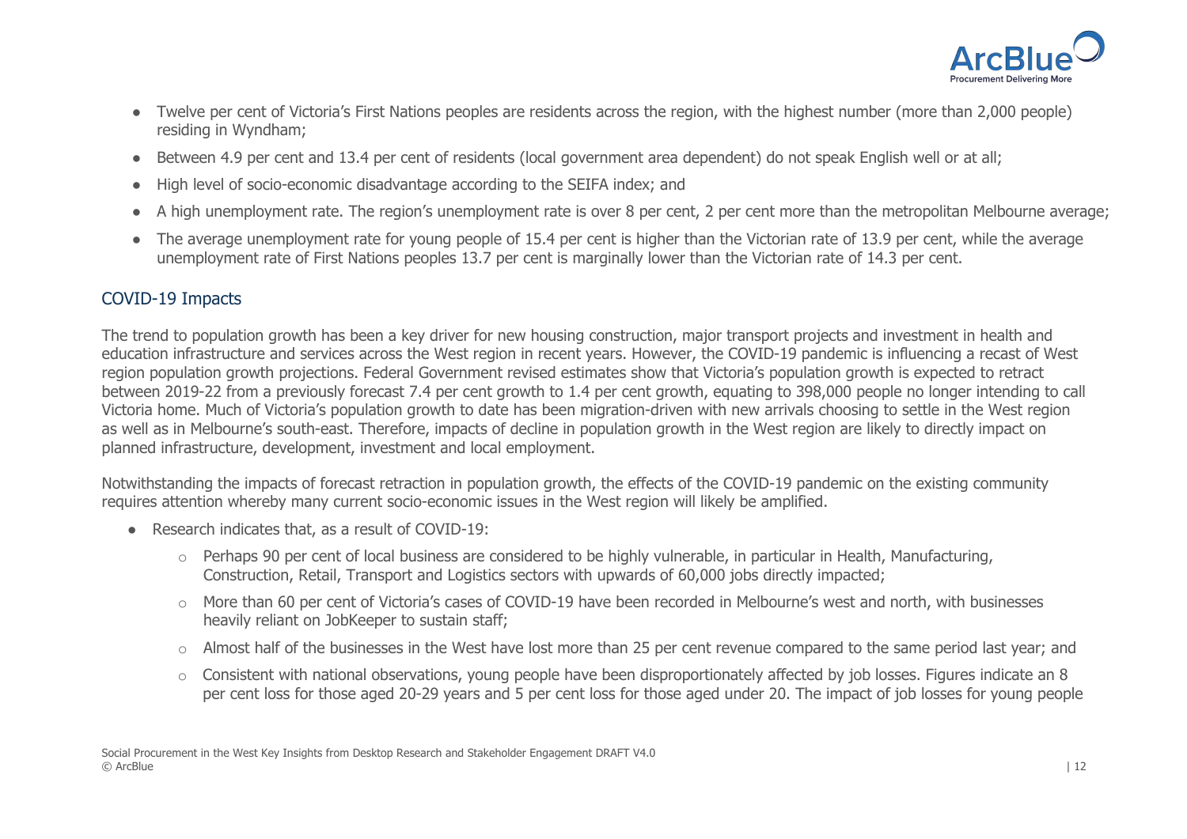- Twelve per cent of Victoria's First Nations peoples are residents across the region, with the highest number (more than 2,000 people) residing in Wyndham;
- Between 4.9 per cent and 13.4 per cent of residents (local government area dependent) do not speak English well or at all;
- High level of socio-economic disadvantage according to the SEIFA index; and
- A high unemployment rate. The region's unemployment rate is over 8 per cent, 2 per cent more than the metropolitan Melbourne average;
- The average unemployment rate for young people of 15.4 per cent is higher than the Victorian rate of 13.9 per cent, while the average unemployment rate of First Nations peoples 13.7 per cent is marginally lower than the Victorian rate of 14.3 per cent.

## COVID-19 Impacts

The trend to population growth has been a key driver for new housing construction, major transport projects and investment in health and education infrastructure and services across the West region in recent years. However, the COVID-19 pandemic is influencing a recast of West region population growth projections. Federal Government revised estimates show that Victoria's population growth is expected to retract between 2019-22 from a previously forecast 7.4 per cent growth to 1.4 per cent growth, equating to 398,000 people no longer intending to call Victoria home. Much of Victoria's population growth to date has been migration-driven with new arrivals choosing to settle in the West region as well as in Melbourne's south-east. Therefore, impacts of decline in population growth in the West region are likely to directly impact on planned infrastructure, development, investment and local employment.

Notwithstanding the impacts of forecast retraction in population growth, the effects of the COVID-19 pandemic on the existing community requires attention whereby many current socio-economic issues in the West region will likely be amplified.

- Research indicates that, as a result of COVID-19:
  - Perhaps 90 per cent of local business are considered to be highly vulnerable, in particular in Health, Manufacturing, Construction, Retail, Transport and Logistics sectors with upwards of 60,000 jobs directly impacted;
  - More than 60 per cent of Victoria's cases of COVID-19 have been recorded in Melbourne's west and north, with businesses heavily reliant on JobKeeper to sustain staff;
  - Almost half of the businesses in the West have lost more than 25 per cent revenue compared to the same period last year; and
  - Consistent with national observations, young people have been disproportionately affected by job losses. Figures indicate an 8 per cent loss for those aged 20-29 years and 5 per cent loss for those aged under 20. The impact of job losses for young people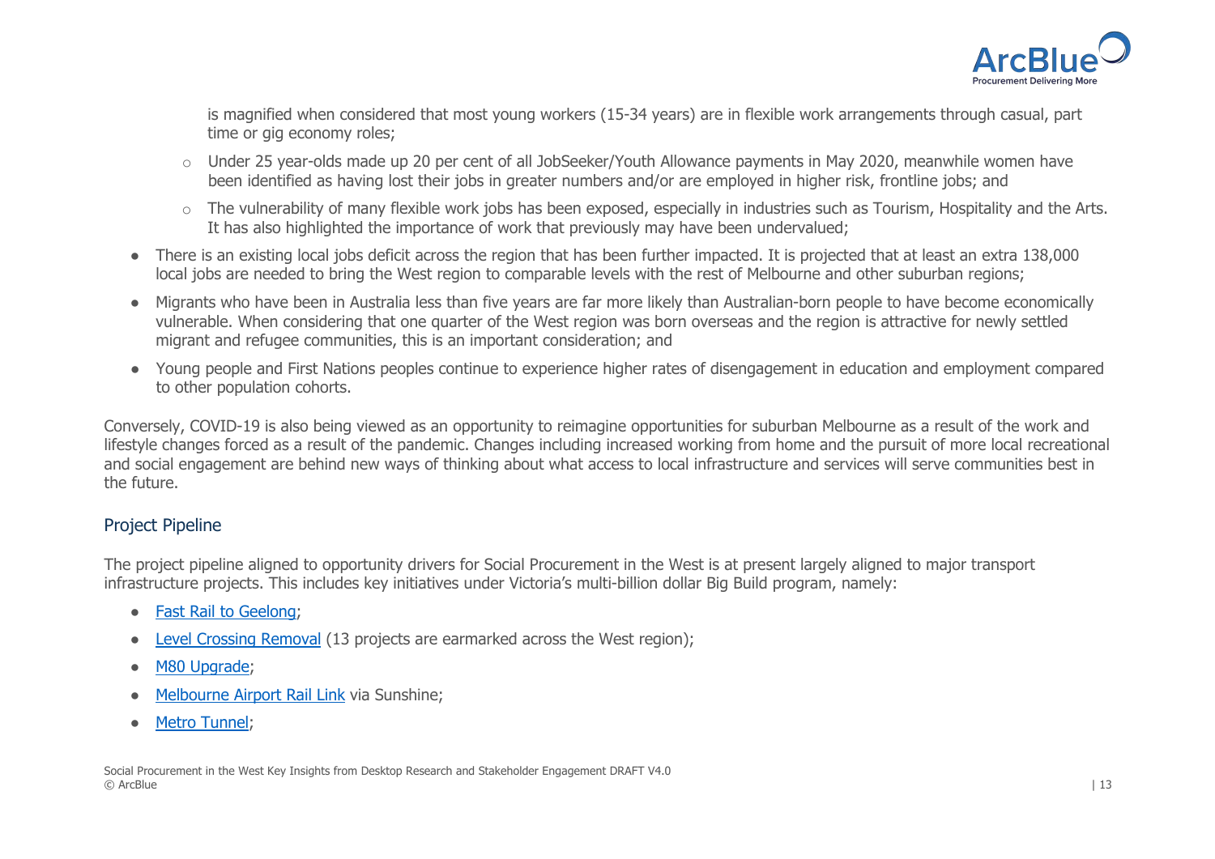is magnified when considered that most young workers (15-34 years) are in flexible work arrangements through casual, part time or gig economy roles;

  - Under 25 year-olds made up 20 per cent of all JobSeeker/Youth Allowance payments in May 2020, meanwhile women have been identified as having lost their jobs in greater numbers and/or are employed in higher risk, frontline jobs; and
  - The vulnerability of many flexible work jobs has been exposed, especially in industries such as Tourism, Hospitality and the Arts. It has also highlighted the importance of work that previously may have been undervalued;

- There is an existing local jobs deficit across the region that has been further impacted. It is projected that at least an extra 138,000 local jobs are needed to bring the West region to comparable levels with the rest of Melbourne and other suburban regions;
- Migrants who have been in Australia less than five years are far more likely than Australian-born people to have become economically vulnerable. When considering that one quarter of the West region was born overseas and the region is attractive for newly settled migrant and refugee communities, this is an important consideration; and
- Young people and First Nations peoples continue to experience higher rates of disengagement in education and employment compared to other population cohorts.

Conversely, COVID-19 is also being viewed as an opportunity to reimagine opportunities for suburban Melbourne as a result of the work and lifestyle changes forced as a result of the pandemic. Changes including increased working from home and the pursuit of more local recreational and social engagement are behind new ways of thinking about what access to local infrastructure and services will serve communities best in the future.

## Project Pipeline

The project pipeline aligned to opportunity drivers for Social Procurement in the West is at present largely aligned to major transport infrastructure projects. This includes key initiatives under Victoria's multi-billion dollar Big Build program, namely:

- Fast Rail to Geelong;
- Level Crossing Removal (13 projects are earmarked across the West region);
- M80 Upgrade;
- Melbourne Airport Rail Link via Sunshine;
- Metro Tunnel;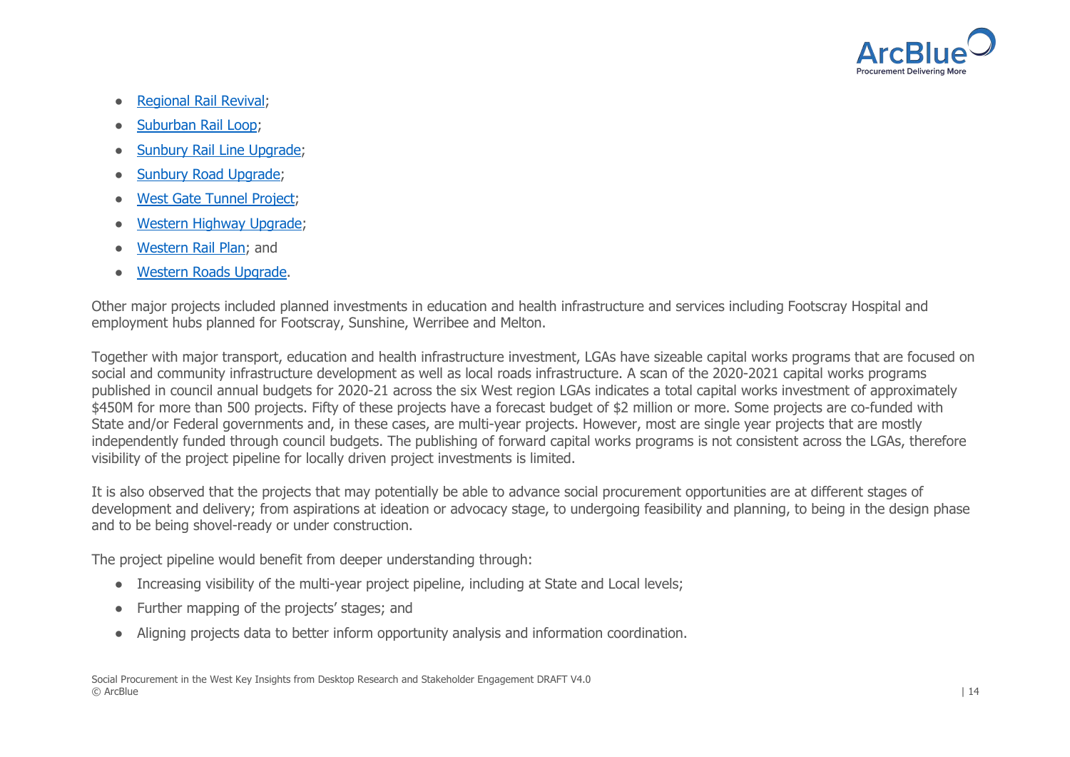- Regional Rail Revival;
- Suburban Rail Loop;
- Sunbury Rail Line Upgrade;
- Sunbury Road Upgrade;
- West Gate Tunnel Project;
- Western Highway Upgrade;
- Western Rail Plan; and
- Western Roads Upgrade.

Other major projects included planned investments in education and health infrastructure and services including Footscray Hospital and employment hubs planned for Footscray, Sunshine, Werribee and Melton.

Together with major transport, education and health infrastructure investment, LGAs have sizeable capital works programs that are focused on social and community infrastructure development as well as local roads infrastructure. A scan of the 2020-2021 capital works programs published in council annual budgets for 2020-21 across the six West region LGAs indicates a total capital works investment of approximately $450M for more than 500 projects. Fifty of these projects have a forecast budget of $2 million or more. Some projects are co-funded with State and/or Federal governments and, in these cases, are multi-year projects. However, most are single year projects that are mostly independently funded through council budgets. The publishing of forward capital works programs is not consistent across the LGAs, therefore visibility of the project pipeline for locally driven project investments is limited.

It is also observed that the projects that may potentially be able to advance social procurement opportunities are at different stages of development and delivery; from aspirations at ideation or advocacy stage, to undergoing feasibility and planning, to being in the design phase and to be being shovel-ready or under construction.

The project pipeline would benefit from deeper understanding through:

- Increasing visibility of the multi-year project pipeline, including at State and Local levels;
- Further mapping of the projects' stages; and
- Aligning projects data to better inform opportunity analysis and information coordination.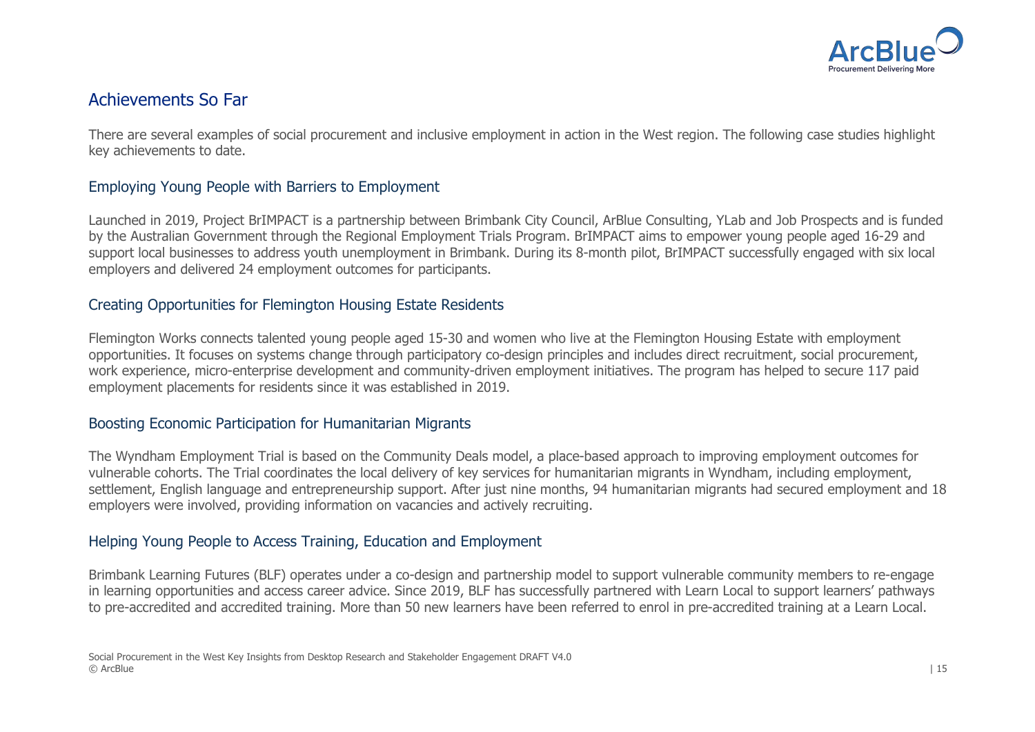## Achievements So Far

There are several examples of social procurement and inclusive employment in action in the West region. The following case studies highlight key achievements to date.

### Employing Young People with Barriers to Employment

Launched in 2019, Project BrIMPACT is a partnership between Brimbank City Council, ArBlue Consulting, YLab and Job Prospects and is funded by the Australian Government through the Regional Employment Trials Program. BrIMPACT aims to empower young people aged 16-29 and support local businesses to address youth unemployment in Brimbank. During its 8-month pilot, BrIMPACT successfully engaged with six local employers and delivered 24 employment outcomes for participants.

### Creating Opportunities for Flemington Housing Estate Residents

Flemington Works connects talented young people aged 15-30 and women who live at the Flemington Housing Estate with employment opportunities. It focuses on systems change through participatory co-design principles and includes direct recruitment, social procurement, work experience, micro-enterprise development and community-driven employment initiatives. The program has helped to secure 117 paid employment placements for residents since it was established in 2019.

### Boosting Economic Participation for Humanitarian Migrants

The Wyndham Employment Trial is based on the Community Deals model, a place-based approach to improving employment outcomes for vulnerable cohorts. The Trial coordinates the local delivery of key services for humanitarian migrants in Wyndham, including employment, settlement, English language and entrepreneurship support. After just nine months, 94 humanitarian migrants had secured employment and 18 employers were involved, providing information on vacancies and actively recruiting.

### Helping Young People to Access Training, Education and Employment

Brimbank Learning Futures (BLF) operates under a co-design and partnership model to support vulnerable community members to re-engage in learning opportunities and access career advice. Since 2019, BLF has successfully partnered with Learn Local to support learners' pathways to pre-accredited and accredited training. More than 50 new learners have been referred to enrol in pre-accredited training at a Learn Local.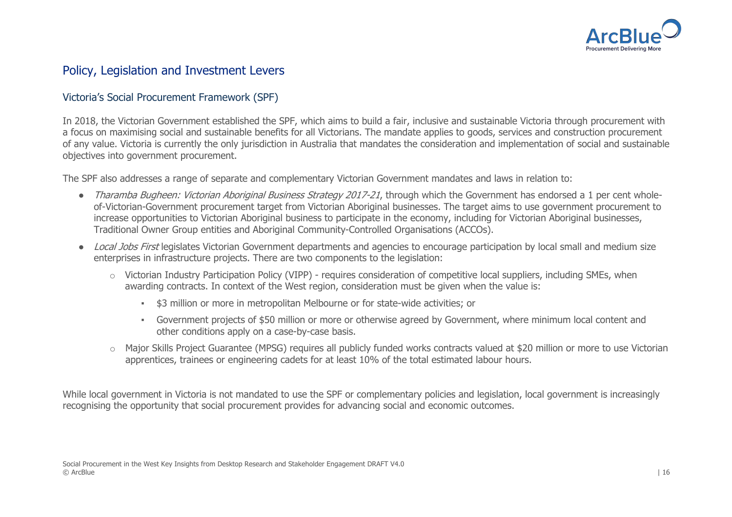## Policy, Legislation and Investment Levers

### Victoria's Social Procurement Framework (SPF)

In 2018, the Victorian Government established the SPF, which aims to build a fair, inclusive and sustainable Victoria through procurement with a focus on maximising social and sustainable benefits for all Victorians. The mandate applies to goods, services and construction procurement of any value. Victoria is currently the only jurisdiction in Australia that mandates the consideration and implementation of social and sustainable objectives into government procurement.

The SPF also addresses a range of separate and complementary Victorian Government mandates and laws in relation to:

- *Tharamba Bugheen: Victorian Aboriginal Business Strategy 2017-21*, through which the Government has endorsed a 1 per cent whole-of-Victorian-Government procurement target from Victorian Aboriginal businesses. The target aims to use government procurement to increase opportunities to Victorian Aboriginal business to participate in the economy, including for Victorian Aboriginal businesses, Traditional Owner Group entities and Aboriginal Community-Controlled Organisations (ACCOs).
- *Local Jobs First* legislates Victorian Government departments and agencies to encourage participation by local small and medium size enterprises in infrastructure projects. There are two components to the legislation:
  - Victorian Industry Participation Policy (VIPP) - requires consideration of competitive local suppliers, including SMEs, when awarding contracts. In context of the West region, consideration must be given when the value is:
    - $3 million or more in metropolitan Melbourne or for state-wide activities; or
    - Government projects of $50 million or more or otherwise agreed by Government, where minimum local content and other conditions apply on a case-by-case basis.
  - Major Skills Project Guarantee (MPSG) requires all publicly funded works contracts valued at $20 million or more to use Victorian apprentices, trainees or engineering cadets for at least 10% of the total estimated labour hours.

While local government in Victoria is not mandated to use the SPF or complementary policies and legislation, local government is increasingly recognising the opportunity that social procurement provides for advancing social and economic outcomes.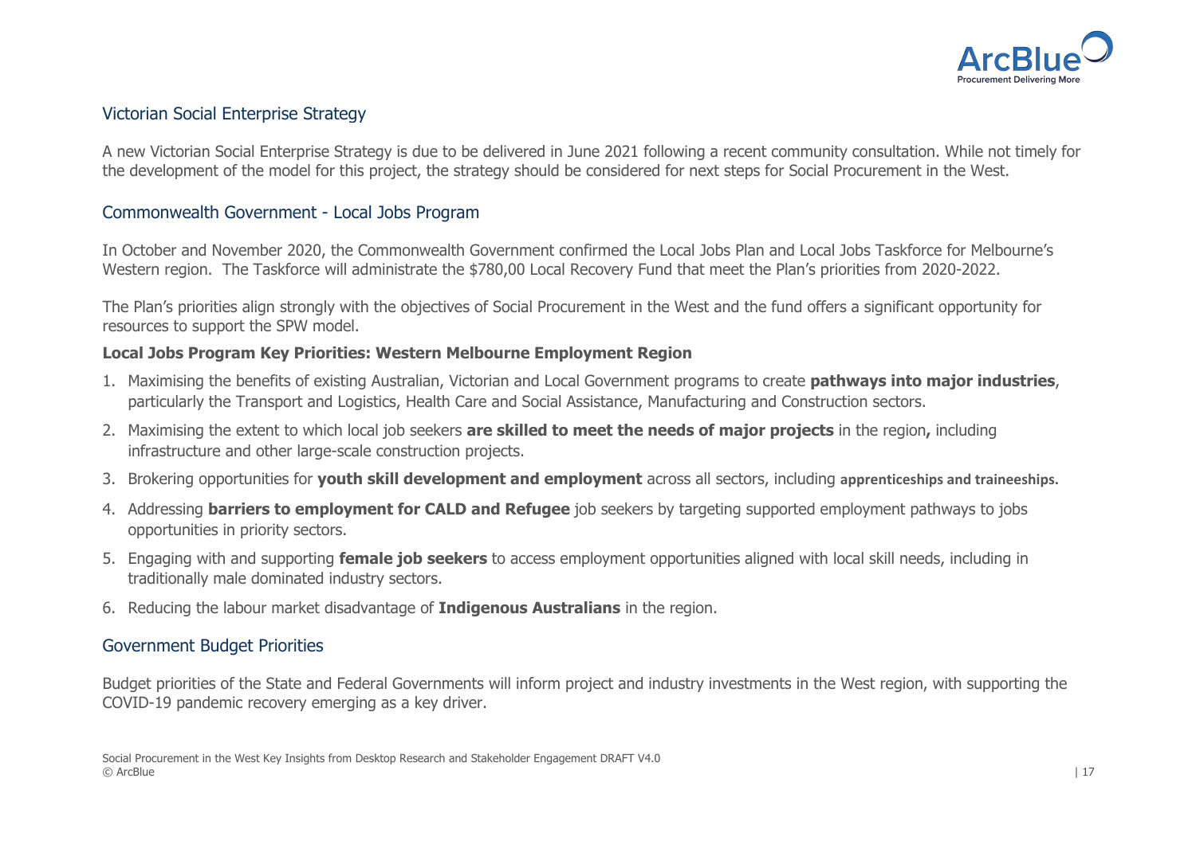## Victorian Social Enterprise Strategy

A new Victorian Social Enterprise Strategy is due to be delivered in June 2021 following a recent community consultation. While not timely for the development of the model for this project, the strategy should be considered for next steps for Social Procurement in the West.

## Commonwealth Government - Local Jobs Program

In October and November 2020, the Commonwealth Government confirmed the Local Jobs Plan and Local Jobs Taskforce for Melbourne's Western region. The Taskforce will administrate the $780,00 Local Recovery Fund that meet the Plan's priorities from 2020-2022.

The Plan's priorities align strongly with the objectives of Social Procurement in the West and the fund offers a significant opportunity for resources to support the SPW model.

**Local Jobs Program Key Priorities: Western Melbourne Employment Region**

1. Maximising the benefits of existing Australian, Victorian and Local Government programs to create **pathways into major industries**, particularly the Transport and Logistics, Health Care and Social Assistance, Manufacturing and Construction sectors.
2. Maximising the extent to which local job seekers **are skilled to meet the needs of major projects** in the region**,** including infrastructure and other large-scale construction projects.
3. Brokering opportunities for **youth skill development and employment** across all sectors, including **apprenticeships and traineeships.**
4. Addressing **barriers to employment for CALD and Refugee** job seekers by targeting supported employment pathways to jobs opportunities in priority sectors.
5. Engaging with and supporting **female job seekers** to access employment opportunities aligned with local skill needs, including in traditionally male dominated industry sectors.
6. Reducing the labour market disadvantage of **Indigenous Australians** in the region.

## Government Budget Priorities

Budget priorities of the State and Federal Governments will inform project and industry investments in the West region, with supporting the COVID-19 pandemic recovery emerging as a key driver.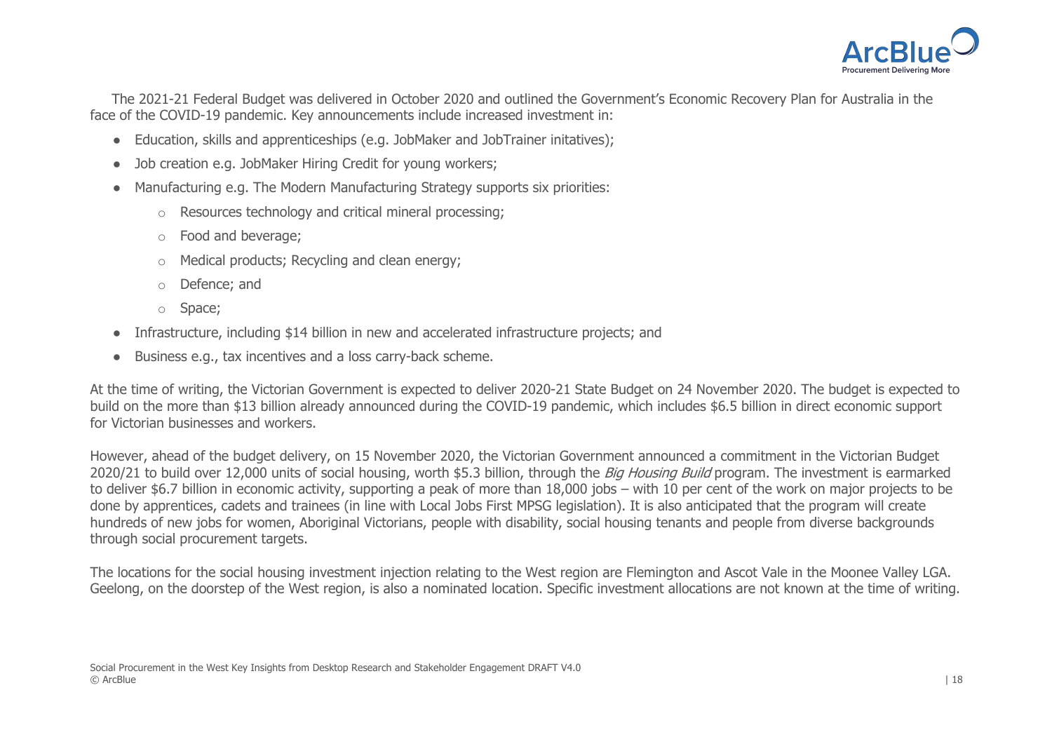The 2021-21 Federal Budget was delivered in October 2020 and outlined the Government's Economic Recovery Plan for Australia in the face of the COVID-19 pandemic. Key announcements include increased investment in:

- Education, skills and apprenticeships (e.g. JobMaker and JobTrainer initatives);
- Job creation e.g. JobMaker Hiring Credit for young workers;
- Manufacturing e.g. The Modern Manufacturing Strategy supports six priorities:
    - Resources technology and critical mineral processing;
    - Food and beverage;
    - Medical products; Recycling and clean energy;
    - Defence; and
    - Space;
- Infrastructure, including $14 billion in new and accelerated infrastructure projects; and
- Business e.g., tax incentives and a loss carry-back scheme.

At the time of writing, the Victorian Government is expected to deliver 2020-21 State Budget on 24 November 2020. The budget is expected to build on the more than $13 billion already announced during the COVID-19 pandemic, which includes $6.5 billion in direct economic support for Victorian businesses and workers.

However, ahead of the budget delivery, on 15 November 2020, the Victorian Government announced a commitment in the Victorian Budget 2020/21 to build over 12,000 units of social housing, worth $5.3 billion, through the *Big Housing Build* program. The investment is earmarked to deliver $6.7 billion in economic activity, supporting a peak of more than 18,000 jobs – with 10 per cent of the work on major projects to be done by apprentices, cadets and trainees (in line with Local Jobs First MPSG legislation). It is also anticipated that the program will create hundreds of new jobs for women, Aboriginal Victorians, people with disability, social housing tenants and people from diverse backgrounds through social procurement targets.

The locations for the social housing investment injection relating to the West region are Flemington and Ascot Vale in the Moonee Valley LGA. Geelong, on the doorstep of the West region, is also a nominated location. Specific investment allocations are not known at the time of writing.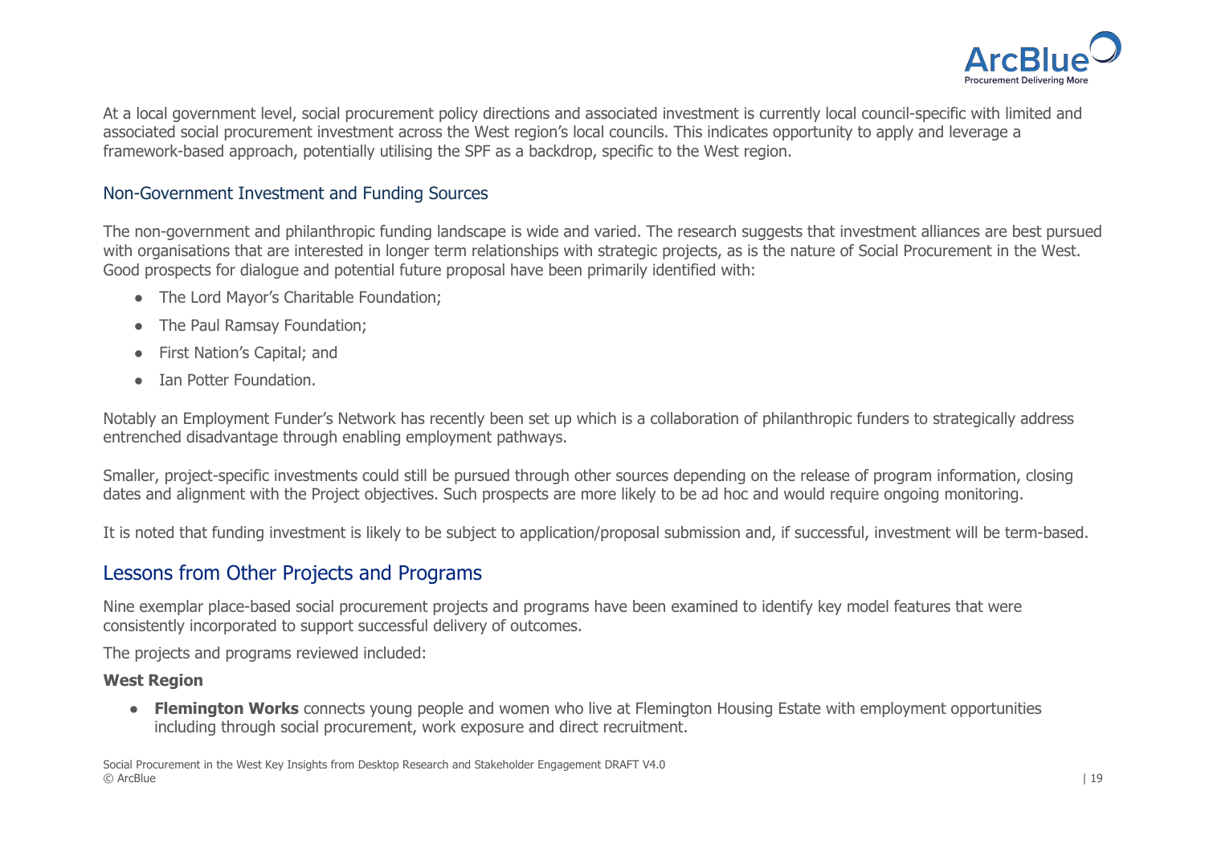At a local government level, social procurement policy directions and associated investment is currently local council-specific with limited and associated social procurement investment across the West region's local councils. This indicates opportunity to apply and leverage a framework-based approach, potentially utilising the SPF as a backdrop, specific to the West region.

### Non-Government Investment and Funding Sources

The non-government and philanthropic funding landscape is wide and varied. The research suggests that investment alliances are best pursued with organisations that are interested in longer term relationships with strategic projects, as is the nature of Social Procurement in the West. Good prospects for dialogue and potential future proposal have been primarily identified with:

- The Lord Mayor's Charitable Foundation;
- The Paul Ramsay Foundation;
- First Nation's Capital; and
- Ian Potter Foundation.

Notably an Employment Funder's Network has recently been set up which is a collaboration of philanthropic funders to strategically address entrenched disadvantage through enabling employment pathways.

Smaller, project-specific investments could still be pursued through other sources depending on the release of program information, closing dates and alignment with the Project objectives. Such prospects are more likely to be ad hoc and would require ongoing monitoring.

It is noted that funding investment is likely to be subject to application/proposal submission and, if successful, investment will be term-based.

## Lessons from Other Projects and Programs

Nine exemplar place-based social procurement projects and programs have been examined to identify key model features that were consistently incorporated to support successful delivery of outcomes.

The projects and programs reviewed included:

**West Region**

- **Flemington Works** connects young people and women who live at Flemington Housing Estate with employment opportunities including through social procurement, work exposure and direct recruitment.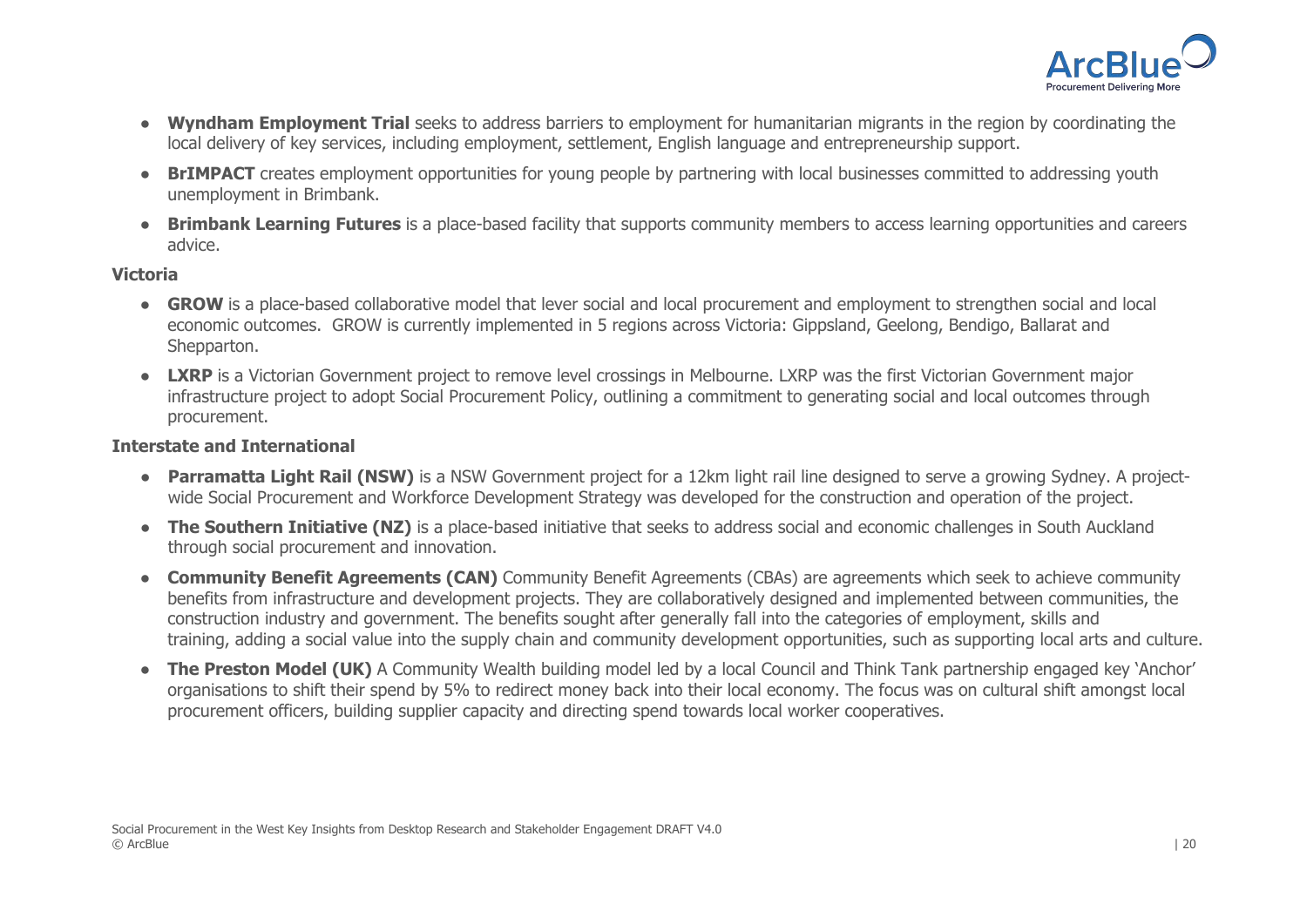- **Wyndham Employment Trial** seeks to address barriers to employment for humanitarian migrants in the region by coordinating the local delivery of key services, including employment, settlement, English language and entrepreneurship support.
- **BrIMPACT** creates employment opportunities for young people by partnering with local businesses committed to addressing youth unemployment in Brimbank.
- **Brimbank Learning Futures** is a place-based facility that supports community members to access learning opportunities and careers advice.

**Victoria**

- **GROW** is a place-based collaborative model that lever social and local procurement and employment to strengthen social and local economic outcomes. GROW is currently implemented in 5 regions across Victoria: Gippsland, Geelong, Bendigo, Ballarat and Shepparton.
- **LXRP** is a Victorian Government project to remove level crossings in Melbourne. LXRP was the first Victorian Government major infrastructure project to adopt Social Procurement Policy, outlining a commitment to generating social and local outcomes through procurement.

**Interstate and International**

- **Parramatta Light Rail (NSW)** is a NSW Government project for a 12km light rail line designed to serve a growing Sydney. A project-wide Social Procurement and Workforce Development Strategy was developed for the construction and operation of the project.
- **The Southern Initiative (NZ)** is a place-based initiative that seeks to address social and economic challenges in South Auckland through social procurement and innovation.
- **Community Benefit Agreements (CAN)** Community Benefit Agreements (CBAs) are agreements which seek to achieve community benefits from infrastructure and development projects. They are collaboratively designed and implemented between communities, the construction industry and government. The benefits sought after generally fall into the categories of employment, skills and training, adding a social value into the supply chain and community development opportunities, such as supporting local arts and culture.
- **The Preston Model (UK)** A Community Wealth building model led by a local Council and Think Tank partnership engaged key 'Anchor' organisations to shift their spend by 5% to redirect money back into their local economy. The focus was on cultural shift amongst local procurement officers, building supplier capacity and directing spend towards local worker cooperatives.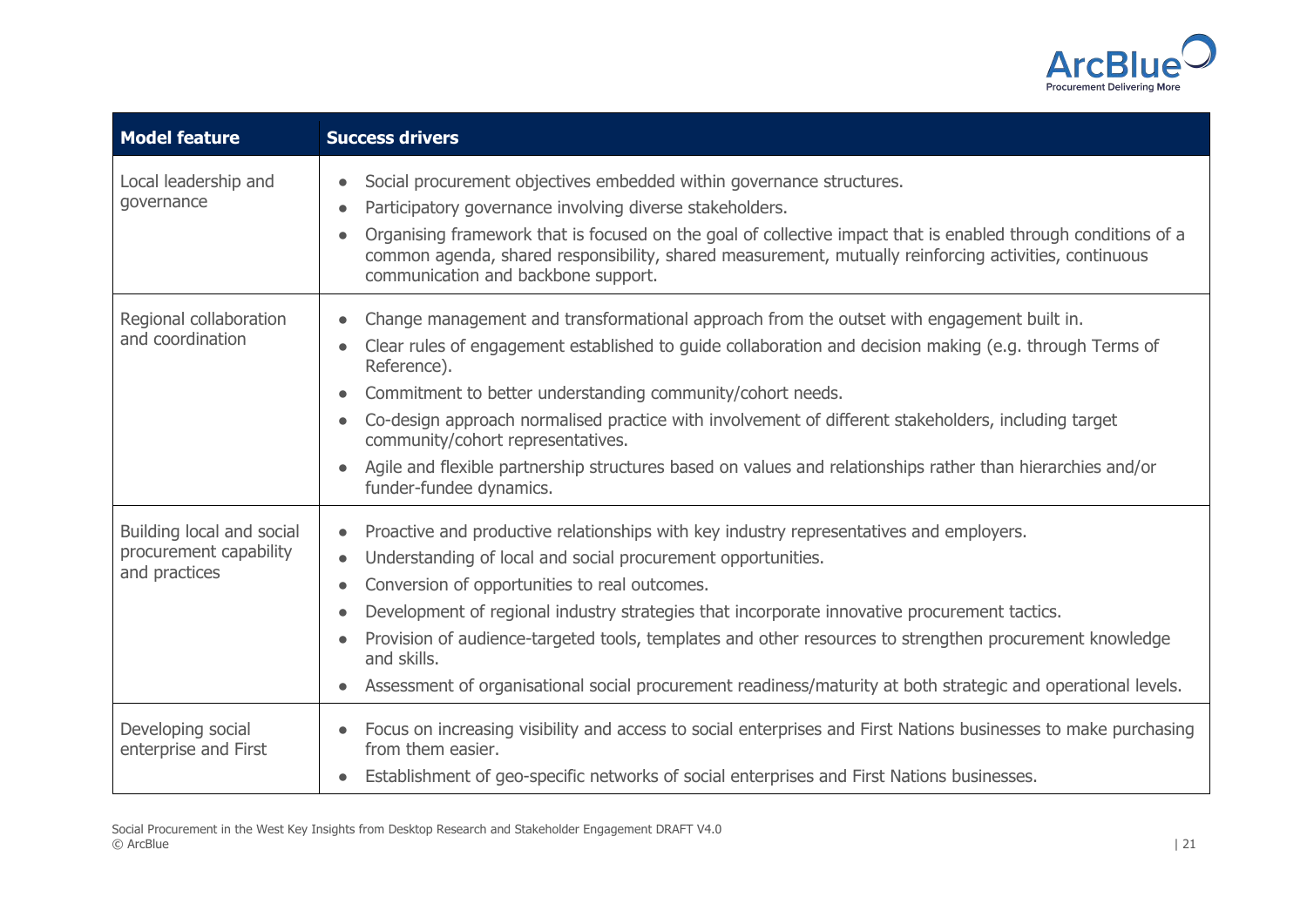| Model feature | Success drivers |
|---|---|
| Local leadership and governance | • Social procurement objectives embedded within governance structures.<br>• Participatory governance involving diverse stakeholders.<br>• Organising framework that is focused on the goal of collective impact that is enabled through conditions of a common agenda, shared responsibility, shared measurement, mutually reinforcing activities, continuous communication and backbone support. |
| Regional collaboration and coordination | • Change management and transformational approach from the outset with engagement built in.<br>• Clear rules of engagement established to guide collaboration and decision making (e.g. through Terms of Reference).<br>• Commitment to better understanding community/cohort needs.<br>• Co-design approach normalised practice with involvement of different stakeholders, including target community/cohort representatives.<br>• Agile and flexible partnership structures based on values and relationships rather than hierarchies and/or funder-fundee dynamics. |
| Building local and social procurement capability and practices | • Proactive and productive relationships with key industry representatives and employers.<br>• Understanding of local and social procurement opportunities.<br>• Conversion of opportunities to real outcomes.<br>• Development of regional industry strategies that incorporate innovative procurement tactics.<br>• Provision of audience-targeted tools, templates and other resources to strengthen procurement knowledge and skills.<br>• Assessment of organisational social procurement readiness/maturity at both strategic and operational levels. |
| Developing social enterprise and First | • Focus on increasing visibility and access to social enterprises and First Nations businesses to make purchasing from them easier.<br>• Establishment of geo-specific networks of social enterprises and First Nations businesses. |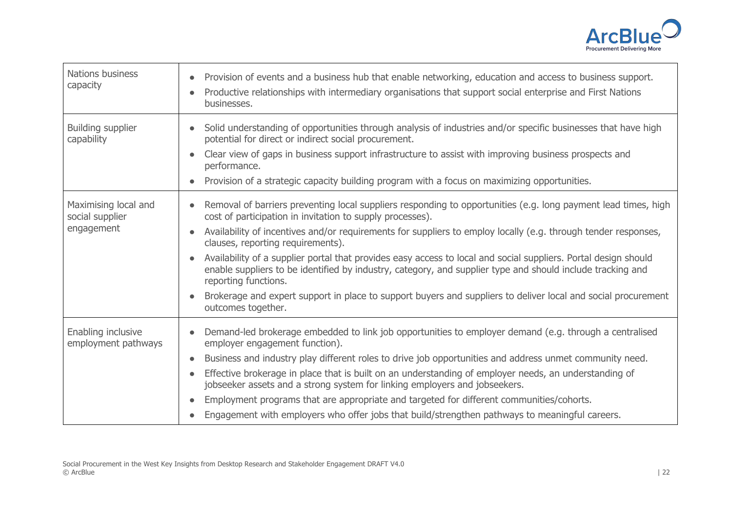| | |
|---|---|
| Nations business capacity | • Provision of events and a business hub that enable networking, education and access to business support.<br>• Productive relationships with intermediary organisations that support social enterprise and First Nations businesses. |
| Building supplier capability | • Solid understanding of opportunities through analysis of industries and/or specific businesses that have high potential for direct or indirect social procurement.<br>• Clear view of gaps in business support infrastructure to assist with improving business prospects and performance.<br>• Provision of a strategic capacity building program with a focus on maximizing opportunities. |
| Maximising local and social supplier engagement | • Removal of barriers preventing local suppliers responding to opportunities (e.g. long payment lead times, high cost of participation in invitation to supply processes).<br>• Availability of incentives and/or requirements for suppliers to employ locally (e.g. through tender responses, clauses, reporting requirements).<br>• Availability of a supplier portal that provides easy access to local and social suppliers. Portal design should enable suppliers to be identified by industry, category, and supplier type and should include tracking and reporting functions.<br>• Brokerage and expert support in place to support buyers and suppliers to deliver local and social procurement outcomes together. |
| Enabling inclusive employment pathways | • Demand-led brokerage embedded to link job opportunities to employer demand (e.g. through a centralised employer engagement function).<br>• Business and industry play different roles to drive job opportunities and address unmet community need.<br>• Effective brokerage in place that is built on an understanding of employer needs, an understanding of jobseeker assets and a strong system for linking employers and jobseekers.<br>• Employment programs that are appropriate and targeted for different communities/cohorts.<br>• Engagement with employers who offer jobs that build/strengthen pathways to meaningful careers. |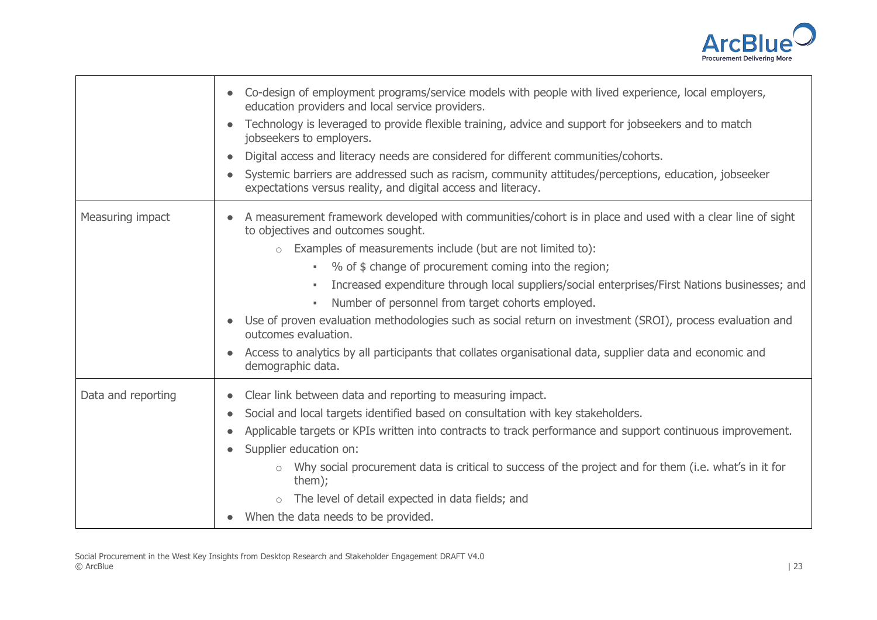| | |
|---|---|
| | • Co-design of employment programs/service models with people with lived experience, local employers, education providers and local service providers.<br>• Technology is leveraged to provide flexible training, advice and support for jobseekers and to match jobseekers to employers.<br>• Digital access and literacy needs are considered for different communities/cohorts.<br>• Systemic barriers are addressed such as racism, community attitudes/perceptions, education, jobseeker expectations versus reality, and digital access and literacy. |
| Measuring impact | • A measurement framework developed with communities/cohort is in place and used with a clear line of sight to objectives and outcomes sought.<br>  ○ Examples of measurements include (but are not limited to):<br>    ▪ % of $ change of procurement coming into the region;<br>    ▪ Increased expenditure through local suppliers/social enterprises/First Nations businesses; and<br>    ▪ Number of personnel from target cohorts employed.<br>• Use of proven evaluation methodologies such as social return on investment (SROI), process evaluation and outcomes evaluation.<br>• Access to analytics by all participants that collates organisational data, supplier data and economic and demographic data. |
| Data and reporting | • Clear link between data and reporting to measuring impact.<br>• Social and local targets identified based on consultation with key stakeholders.<br>• Applicable targets or KPIs written into contracts to track performance and support continuous improvement.<br>• Supplier education on:<br>  ○ Why social procurement data is critical to success of the project and for them (i.e. what's in it for them);<br>  ○ The level of detail expected in data fields; and<br>• When the data needs to be provided. |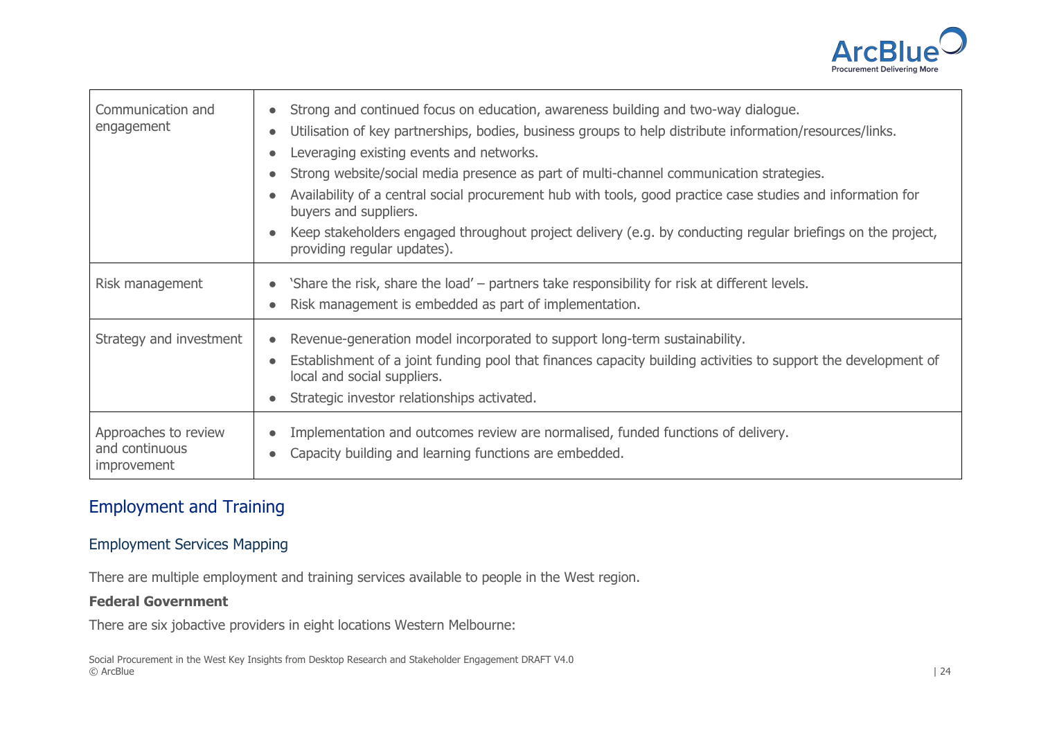| | |
|---|---|
| Communication and engagement | • Strong and continued focus on education, awareness building and two-way dialogue.<br>• Utilisation of key partnerships, bodies, business groups to help distribute information/resources/links.<br>• Leveraging existing events and networks.<br>• Strong website/social media presence as part of multi-channel communication strategies.<br>• Availability of a central social procurement hub with tools, good practice case studies and information for buyers and suppliers.<br>• Keep stakeholders engaged throughout project delivery (e.g. by conducting regular briefings on the project, providing regular updates). |
| Risk management | • 'Share the risk, share the load' – partners take responsibility for risk at different levels.<br>• Risk management is embedded as part of implementation. |
| Strategy and investment | • Revenue-generation model incorporated to support long-term sustainability.<br>• Establishment of a joint funding pool that finances capacity building activities to support the development of local and social suppliers.<br>• Strategic investor relationships activated. |
| Approaches to review and continuous improvement | • Implementation and outcomes review are normalised, funded functions of delivery.<br>• Capacity building and learning functions are embedded. |

## Employment and Training

### Employment Services Mapping

There are multiple employment and training services available to people in the West region.

**Federal Government**

There are six jobactive providers in eight locations Western Melbourne: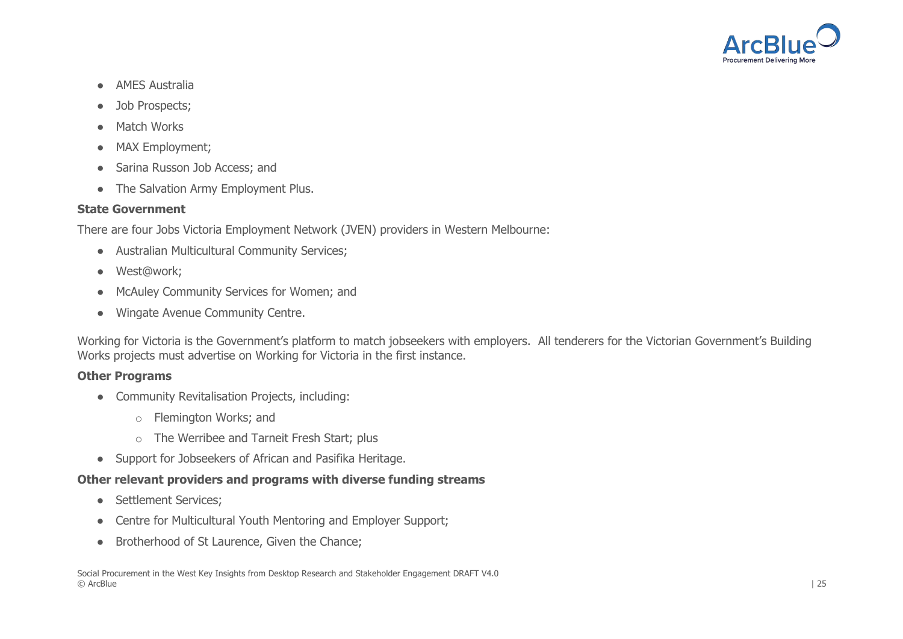- AMES Australia
- Job Prospects;
- Match Works
- MAX Employment;
- Sarina Russon Job Access; and
- The Salvation Army Employment Plus.

**State Government**

There are four Jobs Victoria Employment Network (JVEN) providers in Western Melbourne:

- Australian Multicultural Community Services;
- West@work;
- McAuley Community Services for Women; and
- Wingate Avenue Community Centre.

Working for Victoria is the Government's platform to match jobseekers with employers. All tenderers for the Victorian Government's Building Works projects must advertise on Working for Victoria in the first instance.

**Other Programs**

- Community Revitalisation Projects, including:
  - Flemington Works; and
  - The Werribee and Tarneit Fresh Start; plus
- Support for Jobseekers of African and Pasifika Heritage.

**Other relevant providers and programs with diverse funding streams**

- Settlement Services;
- Centre for Multicultural Youth Mentoring and Employer Support;
- Brotherhood of St Laurence, Given the Chance;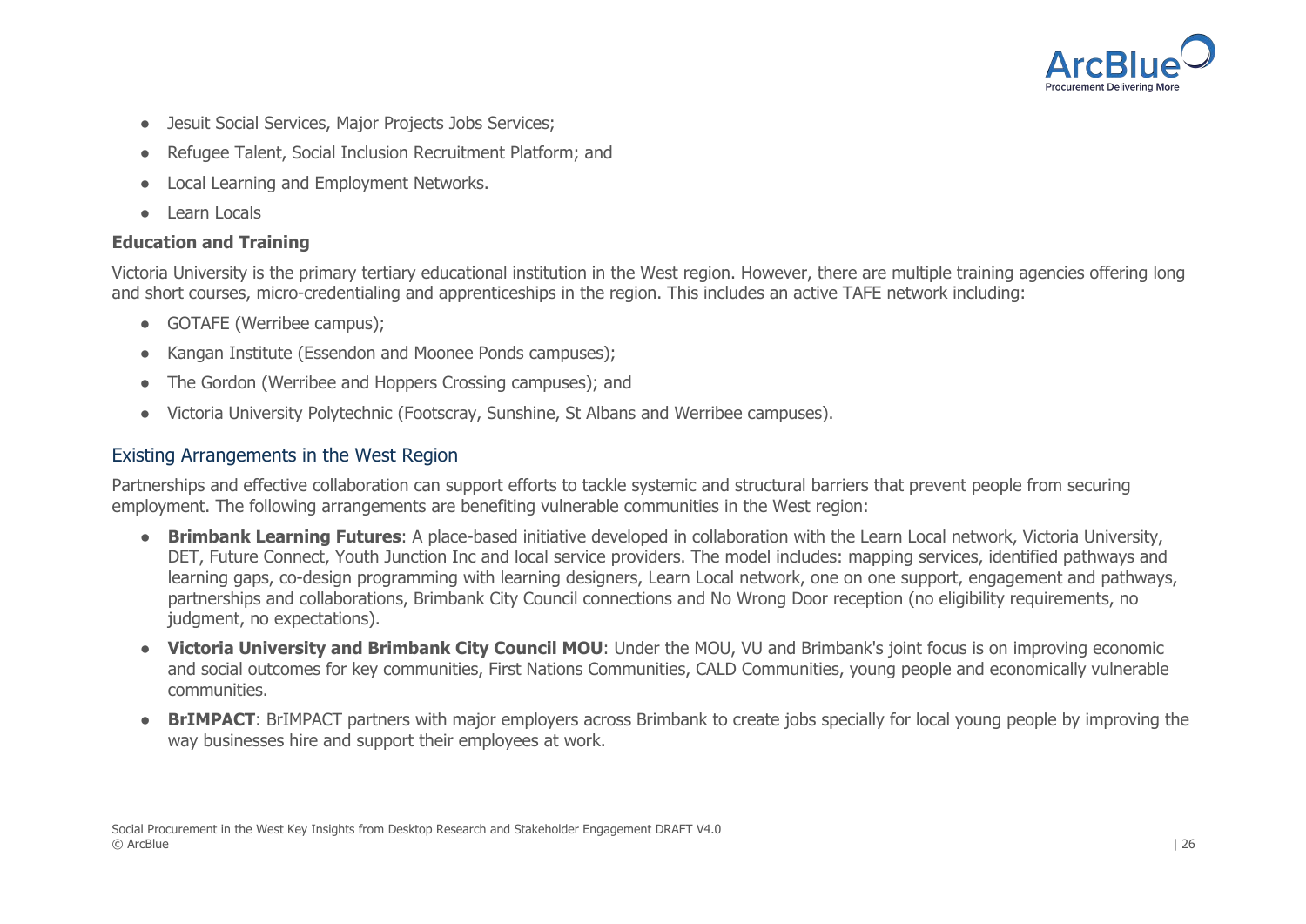- Jesuit Social Services, Major Projects Jobs Services;
- Refugee Talent, Social Inclusion Recruitment Platform; and
- Local Learning and Employment Networks.
- Learn Locals

**Education and Training**

Victoria University is the primary tertiary educational institution in the West region. However, there are multiple training agencies offering long and short courses, micro-credentialing and apprenticeships in the region. This includes an active TAFE network including:

- GOTAFE (Werribee campus);
- Kangan Institute (Essendon and Moonee Ponds campuses);
- The Gordon (Werribee and Hoppers Crossing campuses); and
- Victoria University Polytechnic (Footscray, Sunshine, St Albans and Werribee campuses).

## Existing Arrangements in the West Region

Partnerships and effective collaboration can support efforts to tackle systemic and structural barriers that prevent people from securing employment. The following arrangements are benefiting vulnerable communities in the West region:

- **Brimbank Learning Futures**: A place-based initiative developed in collaboration with the Learn Local network, Victoria University, DET, Future Connect, Youth Junction Inc and local service providers. The model includes: mapping services, identified pathways and learning gaps, co-design programming with learning designers, Learn Local network, one on one support, engagement and pathways, partnerships and collaborations, Brimbank City Council connections and No Wrong Door reception (no eligibility requirements, no judgment, no expectations).
- **Victoria University and Brimbank City Council MOU**: Under the MOU, VU and Brimbank's joint focus is on improving economic and social outcomes for key communities, First Nations Communities, CALD Communities, young people and economically vulnerable communities.
- **BrIMPACT**: BrIMPACT partners with major employers across Brimbank to create jobs specially for local young people by improving the way businesses hire and support their employees at work.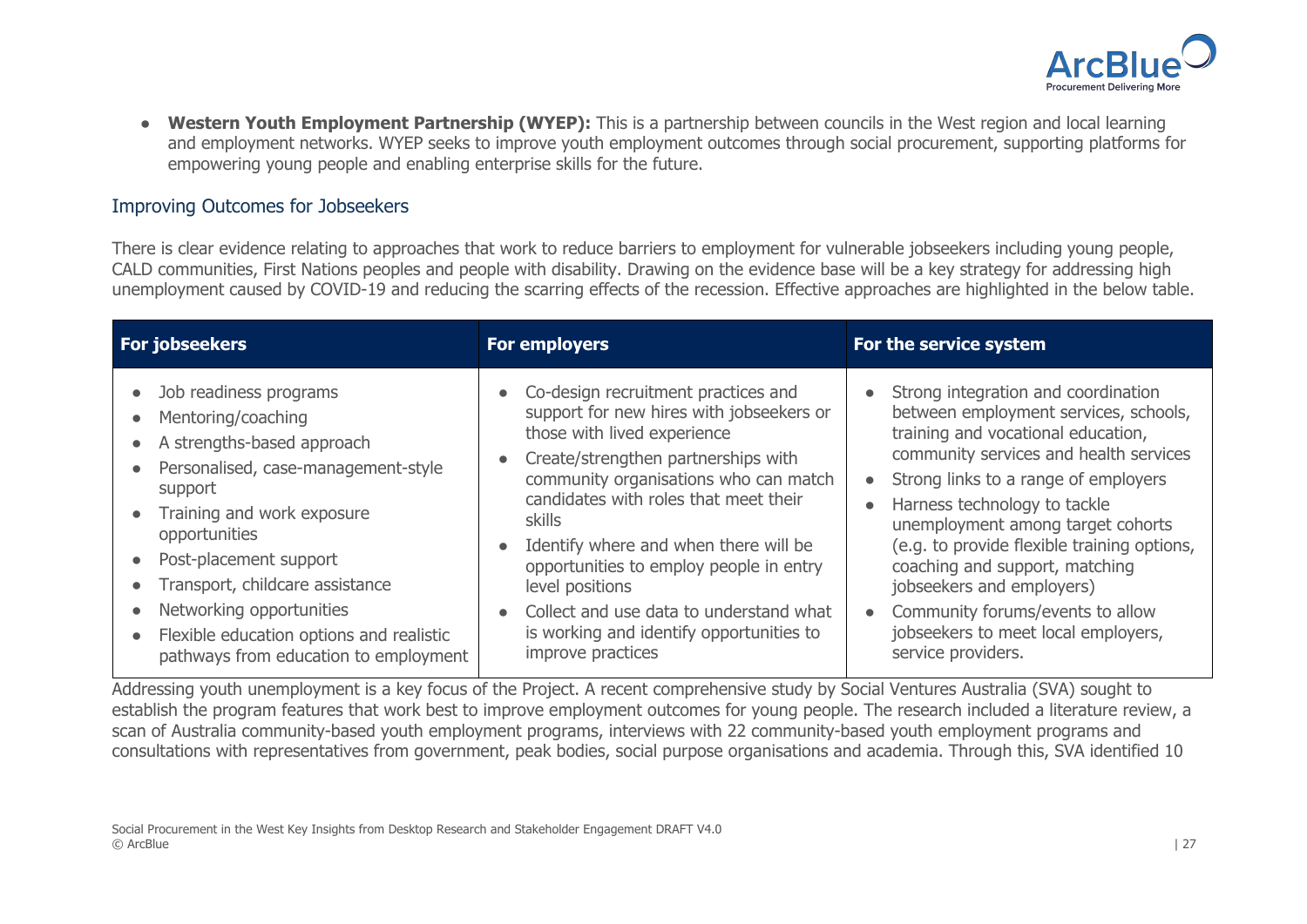- **Western Youth Employment Partnership (WYEP):** This is a partnership between councils in the West region and local learning and employment networks. WYEP seeks to improve youth employment outcomes through social procurement, supporting platforms for empowering young people and enabling enterprise skills for the future.

## Improving Outcomes for Jobseekers

There is clear evidence relating to approaches that work to reduce barriers to employment for vulnerable jobseekers including young people, CALD communities, First Nations peoples and people with disability. Drawing on the evidence base will be a key strategy for addressing high unemployment caused by COVID-19 and reducing the scarring effects of the recession. Effective approaches are highlighted in the below table.

| For jobseekers | For employers | For the service system |
|---|---|---|
| • Job readiness programs<br>• Mentoring/coaching<br>• A strengths-based approach<br>• Personalised, case-management-style support<br>• Training and work exposure opportunities<br>• Post-placement support<br>• Transport, childcare assistance<br>• Networking opportunities<br>• Flexible education options and realistic pathways from education to employment | • Co-design recruitment practices and support for new hires with jobseekers or those with lived experience<br>• Create/strengthen partnerships with community organisations who can match candidates with roles that meet their skills<br>• Identify where and when there will be opportunities to employ people in entry level positions<br>• Collect and use data to understand what is working and identify opportunities to improve practices | • Strong integration and coordination between employment services, schools, training and vocational education, community services and health services<br>• Strong links to a range of employers<br>• Harness technology to tackle unemployment among target cohorts (e.g. to provide flexible training options, coaching and support, matching jobseekers and employers)<br>• Community forums/events to allow jobseekers to meet local employers, service providers. |

Addressing youth unemployment is a key focus of the Project. A recent comprehensive study by Social Ventures Australia (SVA) sought to establish the program features that work best to improve employment outcomes for young people. The research included a literature review, a scan of Australia community-based youth employment programs, interviews with 22 community-based youth employment programs and consultations with representatives from government, peak bodies, social purpose organisations and academia. Through this, SVA identified 10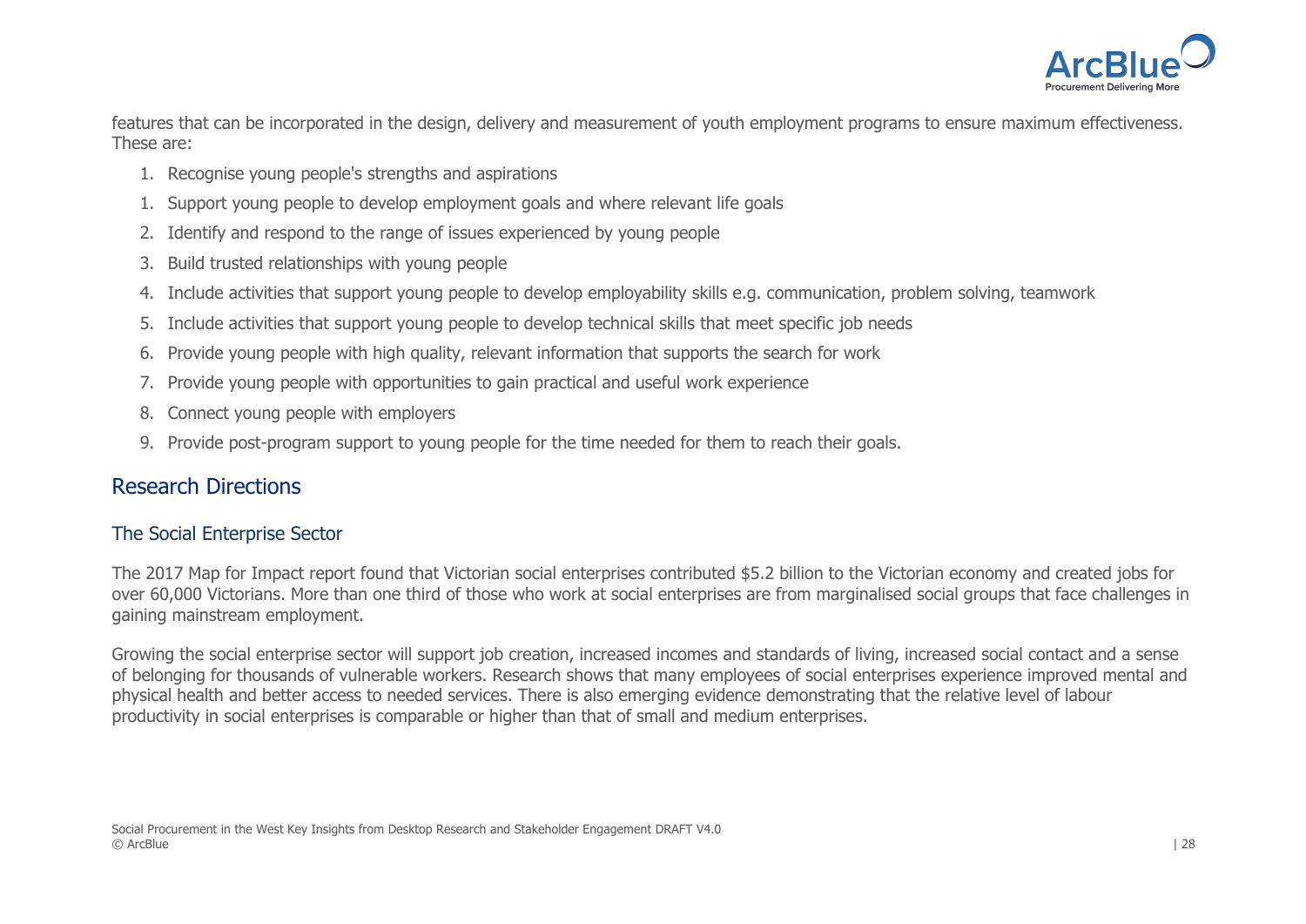features that can be incorporated in the design, delivery and measurement of youth employment programs to ensure maximum effectiveness. These are:

1. Recognise young people's strengths and aspirations
1. Support young people to develop employment goals and where relevant life goals
2. Identify and respond to the range of issues experienced by young people
3. Build trusted relationships with young people
4. Include activities that support young people to develop employability skills e.g. communication, problem solving, teamwork
5. Include activities that support young people to develop technical skills that meet specific job needs
6. Provide young people with high quality, relevant information that supports the search for work
7. Provide young people with opportunities to gain practical and useful work experience
8. Connect young people with employers
9. Provide post-program support to young people for the time needed for them to reach their goals.

## Research Directions

### The Social Enterprise Sector

The 2017 Map for Impact report found that Victorian social enterprises contributed $5.2 billion to the Victorian economy and created jobs for over 60,000 Victorians. More than one third of those who work at social enterprises are from marginalised social groups that face challenges in gaining mainstream employment.

Growing the social enterprise sector will support job creation, increased incomes and standards of living, increased social contact and a sense of belonging for thousands of vulnerable workers. Research shows that many employees of social enterprises experience improved mental and physical health and better access to needed services. There is also emerging evidence demonstrating that the relative level of labour productivity in social enterprises is comparable or higher than that of small and medium enterprises.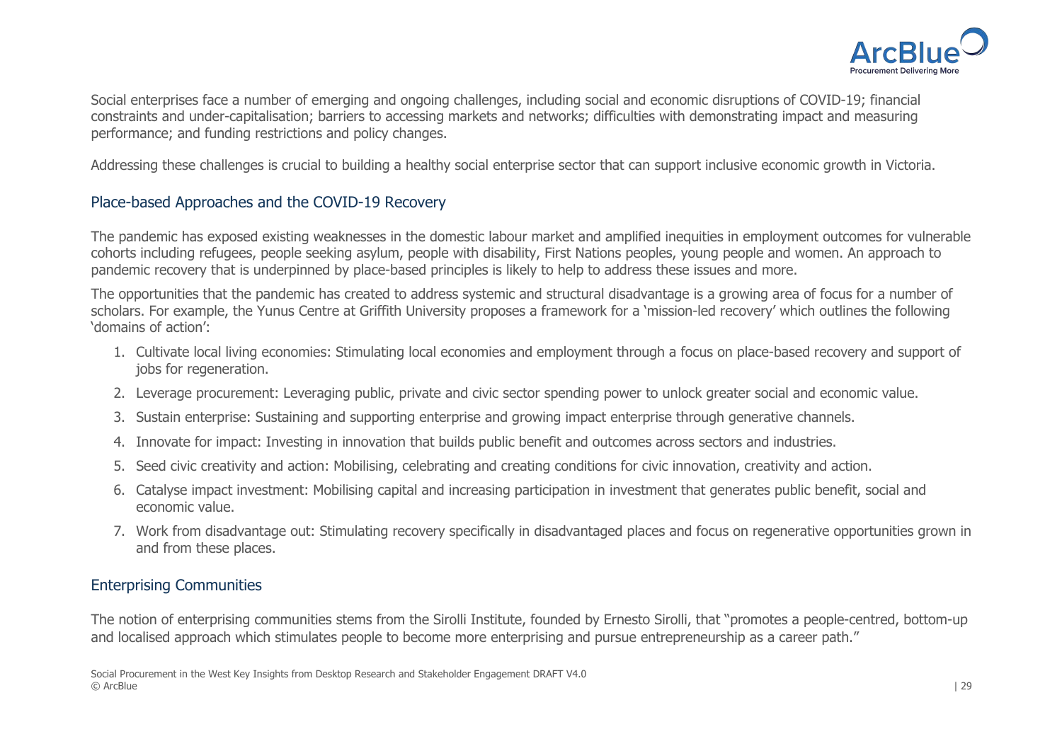Social enterprises face a number of emerging and ongoing challenges, including social and economic disruptions of COVID-19; financial constraints and under-capitalisation; barriers to accessing markets and networks; difficulties with demonstrating impact and measuring performance; and funding restrictions and policy changes.

Addressing these challenges is crucial to building a healthy social enterprise sector that can support inclusive economic growth in Victoria.

### Place-based Approaches and the COVID-19 Recovery

The pandemic has exposed existing weaknesses in the domestic labour market and amplified inequities in employment outcomes for vulnerable cohorts including refugees, people seeking asylum, people with disability, First Nations peoples, young people and women. An approach to pandemic recovery that is underpinned by place-based principles is likely to help to address these issues and more.

The opportunities that the pandemic has created to address systemic and structural disadvantage is a growing area of focus for a number of scholars. For example, the Yunus Centre at Griffith University proposes a framework for a 'mission-led recovery' which outlines the following 'domains of action':

1. Cultivate local living economies: Stimulating local economies and employment through a focus on place-based recovery and support of jobs for regeneration.
2. Leverage procurement: Leveraging public, private and civic sector spending power to unlock greater social and economic value.
3. Sustain enterprise: Sustaining and supporting enterprise and growing impact enterprise through generative channels.
4. Innovate for impact: Investing in innovation that builds public benefit and outcomes across sectors and industries.
5. Seed civic creativity and action: Mobilising, celebrating and creating conditions for civic innovation, creativity and action.
6. Catalyse impact investment: Mobilising capital and increasing participation in investment that generates public benefit, social and economic value.
7. Work from disadvantage out: Stimulating recovery specifically in disadvantaged places and focus on regenerative opportunities grown in and from these places.

### Enterprising Communities

The notion of enterprising communities stems from the Sirolli Institute, founded by Ernesto Sirolli, that "promotes a people-centred, bottom-up and localised approach which stimulates people to become more enterprising and pursue entrepreneurship as a career path."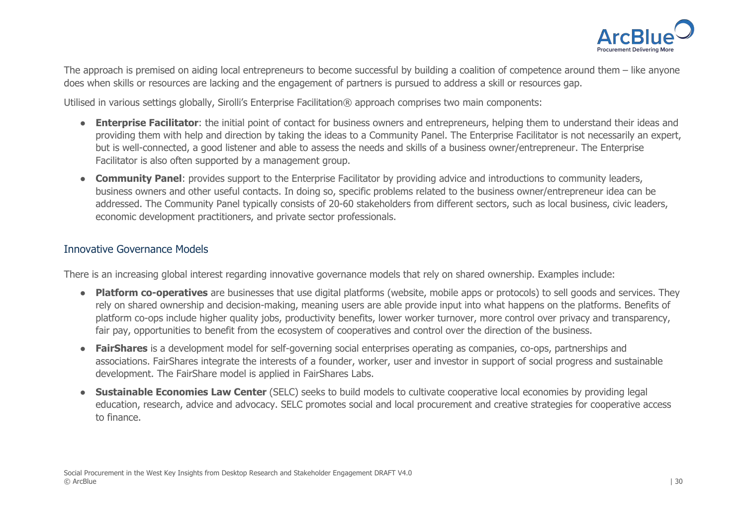The approach is premised on aiding local entrepreneurs to become successful by building a coalition of competence around them – like anyone does when skills or resources are lacking and the engagement of partners is pursued to address a skill or resources gap.

Utilised in various settings globally, Sirolli's Enterprise Facilitation® approach comprises two main components:

- **Enterprise Facilitator**: the initial point of contact for business owners and entrepreneurs, helping them to understand their ideas and providing them with help and direction by taking the ideas to a Community Panel. The Enterprise Facilitator is not necessarily an expert, but is well-connected, a good listener and able to assess the needs and skills of a business owner/entrepreneur. The Enterprise Facilitator is also often supported by a management group.
- **Community Panel**: provides support to the Enterprise Facilitator by providing advice and introductions to community leaders, business owners and other useful contacts. In doing so, specific problems related to the business owner/entrepreneur idea can be addressed. The Community Panel typically consists of 20-60 stakeholders from different sectors, such as local business, civic leaders, economic development practitioners, and private sector professionals.

## Innovative Governance Models

There is an increasing global interest regarding innovative governance models that rely on shared ownership. Examples include:

- **Platform co-operatives** are businesses that use digital platforms (website, mobile apps or protocols) to sell goods and services. They rely on shared ownership and decision-making, meaning users are able provide input into what happens on the platforms. Benefits of platform co-ops include higher quality jobs, productivity benefits, lower worker turnover, more control over privacy and transparency, fair pay, opportunities to benefit from the ecosystem of cooperatives and control over the direction of the business.
- **FairShares** is a development model for self-governing social enterprises operating as companies, co-ops, partnerships and associations. FairShares integrate the interests of a founder, worker, user and investor in support of social progress and sustainable development. The FairShare model is applied in FairShares Labs.
- **Sustainable Economies Law Center** (SELC) seeks to build models to cultivate cooperative local economies by providing legal education, research, advice and advocacy. SELC promotes social and local procurement and creative strategies for cooperative access to finance.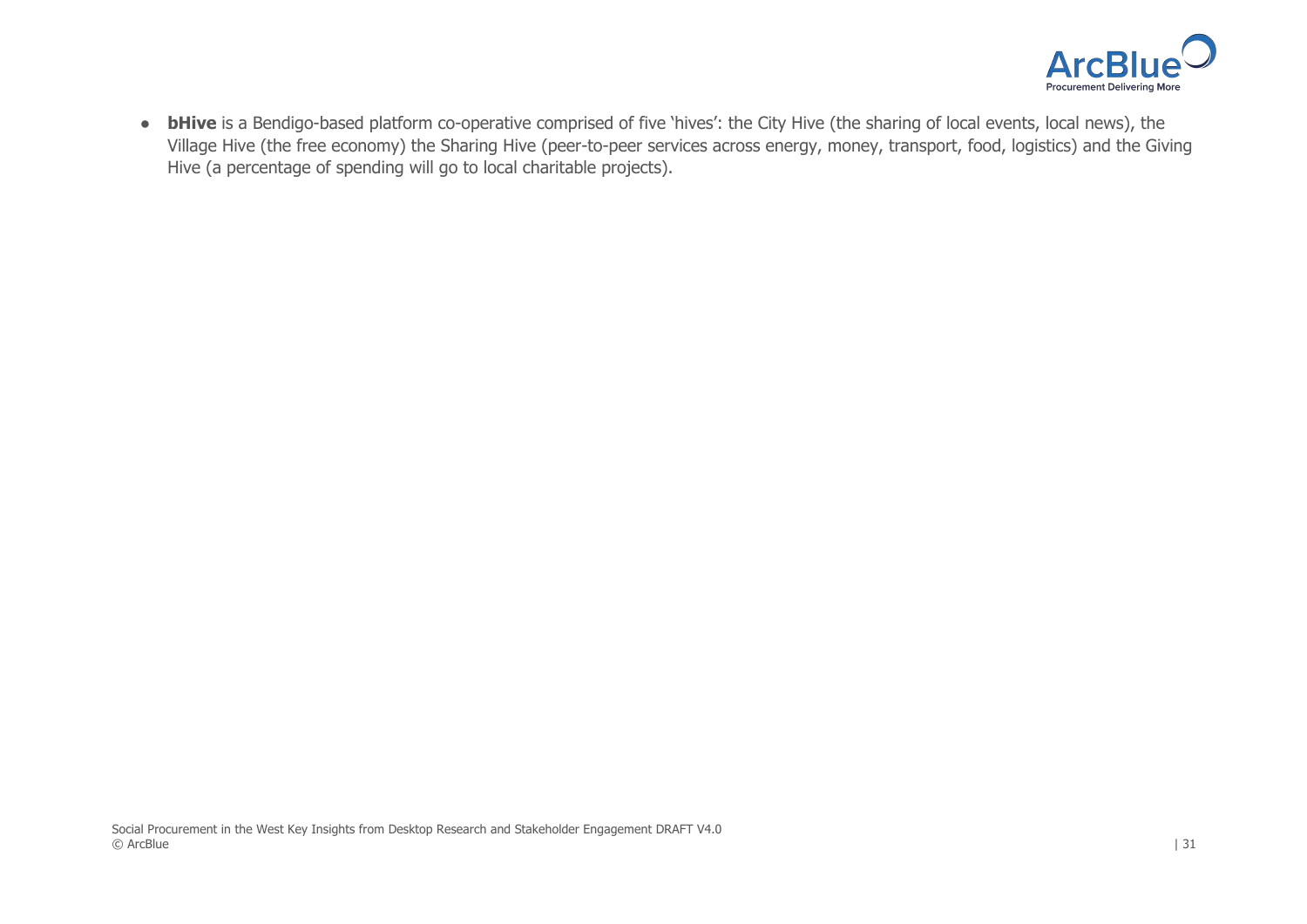- **bHive** is a Bendigo-based platform co-operative comprised of five 'hives': the City Hive (the sharing of local events, local news), the Village Hive (the free economy) the Sharing Hive (peer-to-peer services across energy, money, transport, food, logistics) and the Giving Hive (a percentage of spending will go to local charitable projects).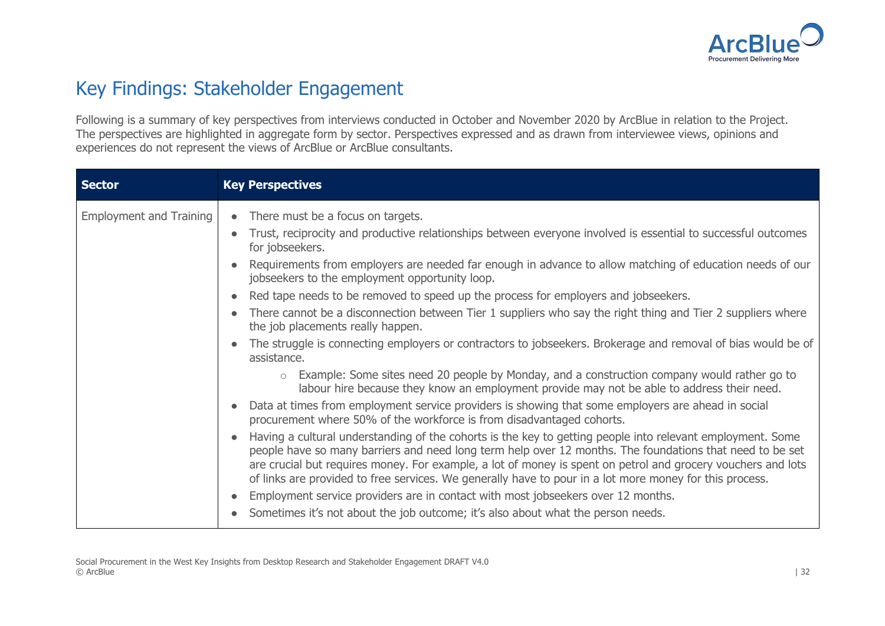# Key Findings: Stakeholder Engagement

Following is a summary of key perspectives from interviews conducted in October and November 2020 by ArcBlue in relation to the Project. The perspectives are highlighted in aggregate form by sector. Perspectives expressed and as drawn from interviewee views, opinions and experiences do not represent the views of ArcBlue or ArcBlue consultants.

| Sector | Key Perspectives |
|---|---|
| Employment and Training | • There must be a focus on targets.<br>• Trust, reciprocity and productive relationships between everyone involved is essential to successful outcomes for jobseekers.<br>• Requirements from employers are needed far enough in advance to allow matching of education needs of our jobseekers to the employment opportunity loop.<br>• Red tape needs to be removed to speed up the process for employers and jobseekers.<br>• There cannot be a disconnection between Tier 1 suppliers who say the right thing and Tier 2 suppliers where the job placements really happen.<br>• The struggle is connecting employers or contractors to jobseekers. Brokerage and removal of bias would be of assistance.<br>&nbsp;&nbsp;&nbsp;&nbsp;○ Example: Some sites need 20 people by Monday, and a construction company would rather go to labour hire because they know an employment provide may not be able to address their need.<br>• Data at times from employment service providers is showing that some employers are ahead in social procurement where 50% of the workforce is from disadvantaged cohorts.<br>• Having a cultural understanding of the cohorts is the key to getting people into relevant employment. Some people have so many barriers and need long term help over 12 months. The foundations that need to be set are crucial but requires money. For example, a lot of money is spent on petrol and grocery vouchers and lots of links are provided to free services. We generally have to pour in a lot more money for this process.<br>• Employment service providers are in contact with most jobseekers over 12 months.<br>• Sometimes it's not about the job outcome; it's also about what the person needs. |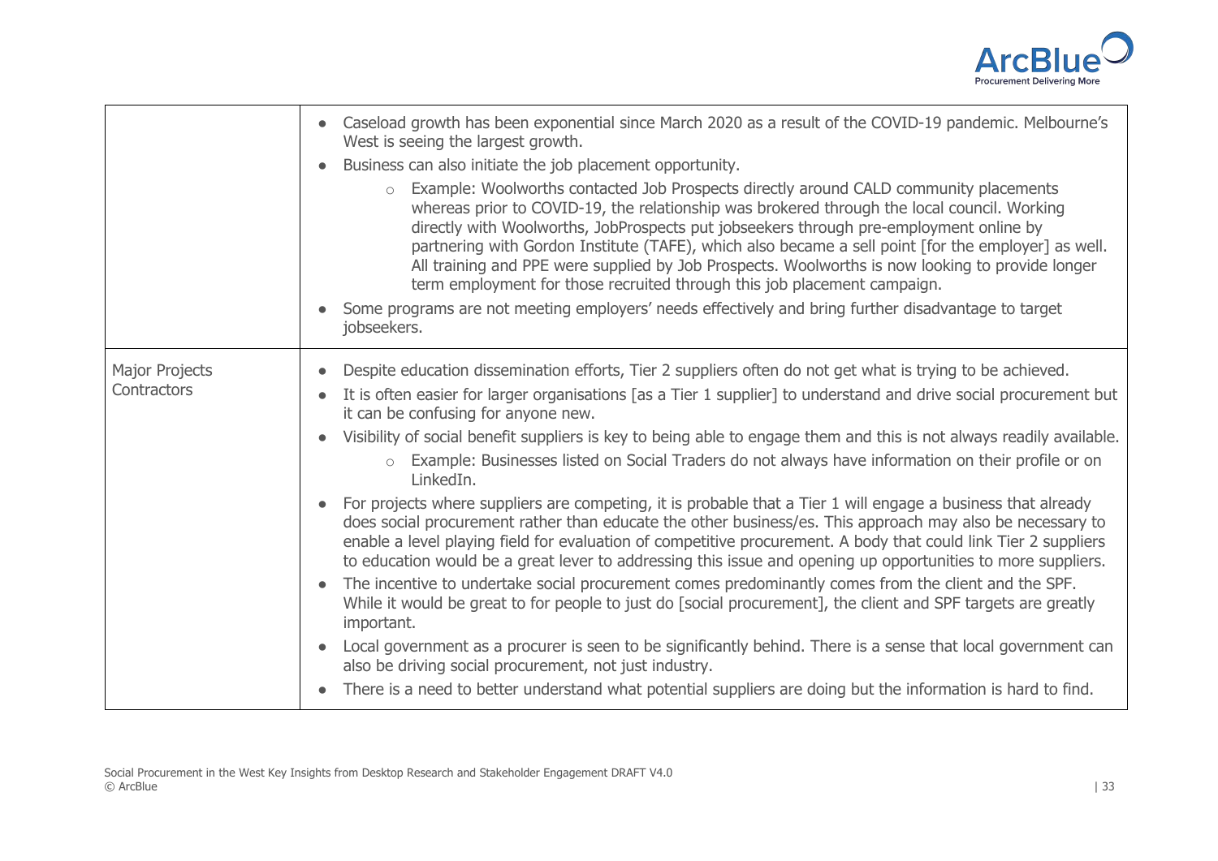| | |
|---|---|
| | • Caseload growth has been exponential since March 2020 as a result of the COVID-19 pandemic. Melbourne's West is seeing the largest growth.<br>• Business can also initiate the job placement opportunity.<br>    ○ Example: Woolworths contacted Job Prospects directly around CALD community placements whereas prior to COVID-19, the relationship was brokered through the local council. Working directly with Woolworths, JobProspects put jobseekers through pre-employment online by partnering with Gordon Institute (TAFE), which also became a sell point [for the employer] as well. All training and PPE were supplied by Job Prospects. Woolworths is now looking to provide longer term employment for those recruited through this job placement campaign.<br>• Some programs are not meeting employers' needs effectively and bring further disadvantage to target jobseekers. |
| Major Projects Contractors | • Despite education dissemination efforts, Tier 2 suppliers often do not get what is trying to be achieved.<br>• It is often easier for larger organisations [as a Tier 1 supplier] to understand and drive social procurement but it can be confusing for anyone new.<br>• Visibility of social benefit suppliers is key to being able to engage them and this is not always readily available.<br>    ○ Example: Businesses listed on Social Traders do not always have information on their profile or on LinkedIn.<br>• For projects where suppliers are competing, it is probable that a Tier 1 will engage a business that already does social procurement rather than educate the other business/es. This approach may also be necessary to enable a level playing field for evaluation of competitive procurement. A body that could link Tier 2 suppliers to education would be a great lever to addressing this issue and opening up opportunities to more suppliers.<br>• The incentive to undertake social procurement comes predominantly comes from the client and the SPF. While it would be great to for people to just do [social procurement], the client and SPF targets are greatly important.<br>• Local government as a procurer is seen to be significantly behind. There is a sense that local government can also be driving social procurement, not just industry.<br>• There is a need to better understand what potential suppliers are doing but the information is hard to find. |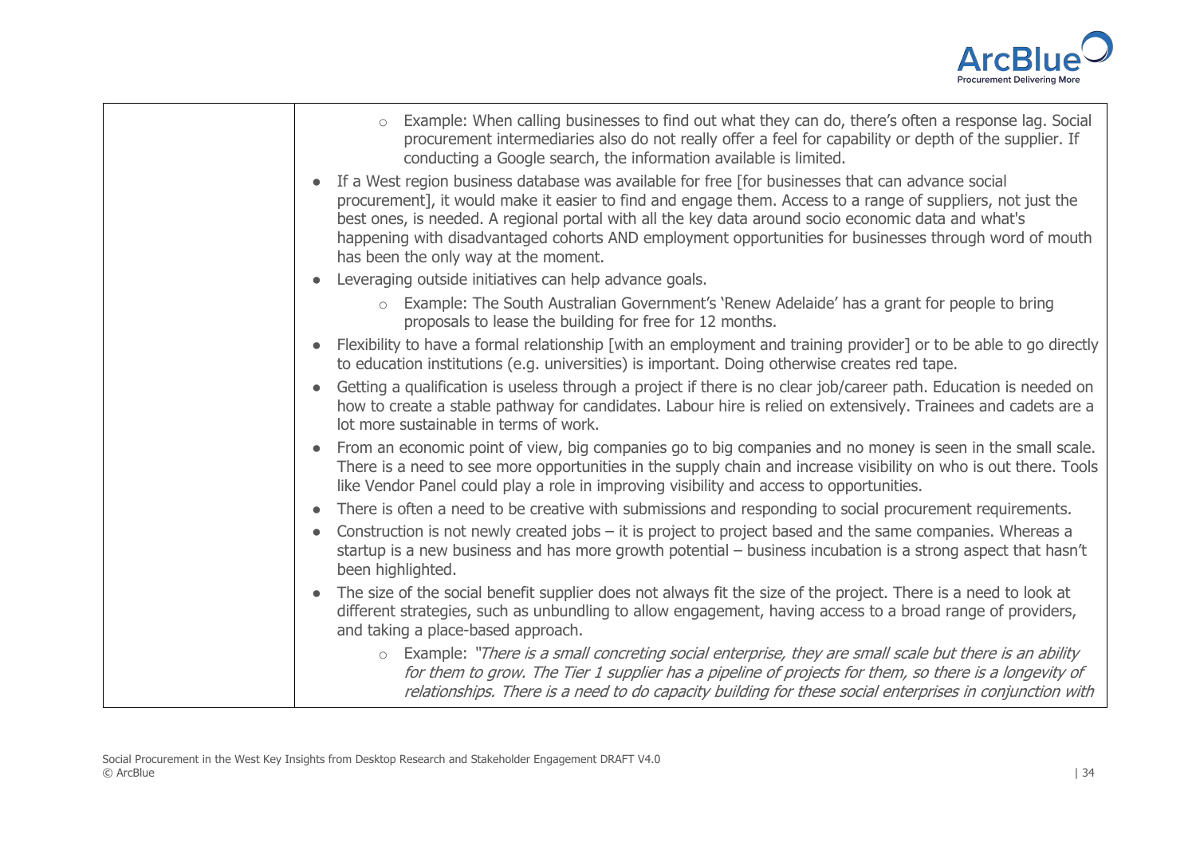| | |
|---|---|
| | - Example: When calling businesses to find out what they can do, there's often a response lag. Social procurement intermediaries also do not really offer a feel for capability or depth of the supplier. If conducting a Google search, the information available is limited.<br>• If a West region business database was available for free [for businesses that can advance social procurement], it would make it easier to find and engage them. Access to a range of suppliers, not just the best ones, is needed. A regional portal with all the key data around socio economic data and what's happening with disadvantaged cohorts AND employment opportunities for businesses through word of mouth has been the only way at the moment.<br>• Leveraging outside initiatives can help advance goals.<br>  - Example: The South Australian Government's 'Renew Adelaide' has a grant for people to bring proposals to lease the building for free for 12 months.<br>• Flexibility to have a formal relationship [with an employment and training provider] or to be able to go directly to education institutions (e.g. universities) is important. Doing otherwise creates red tape.<br>• Getting a qualification is useless through a project if there is no clear job/career path. Education is needed on how to create a stable pathway for candidates. Labour hire is relied on extensively. Trainees and cadets are a lot more sustainable in terms of work.<br>• From an economic point of view, big companies go to big companies and no money is seen in the small scale. There is a need to see more opportunities in the supply chain and increase visibility on who is out there. Tools like Vendor Panel could play a role in improving visibility and access to opportunities.<br>• There is often a need to be creative with submissions and responding to social procurement requirements.<br>• Construction is not newly created jobs – it is project to project based and the same companies. Whereas a startup is a new business and has more growth potential – business incubation is a strong aspect that hasn't been highlighted.<br>• The size of the social benefit supplier does not always fit the size of the project. There is a need to look at different strategies, such as unbundling to allow engagement, having access to a broad range of providers, and taking a place-based approach.<br>  - Example: *"There is a small concreting social enterprise, they are small scale but there is an ability for them to grow. The Tier 1 supplier has a pipeline of projects for them, so there is a longevity of relationships. There is a need to do capacity building for these social enterprises in conjunction with* |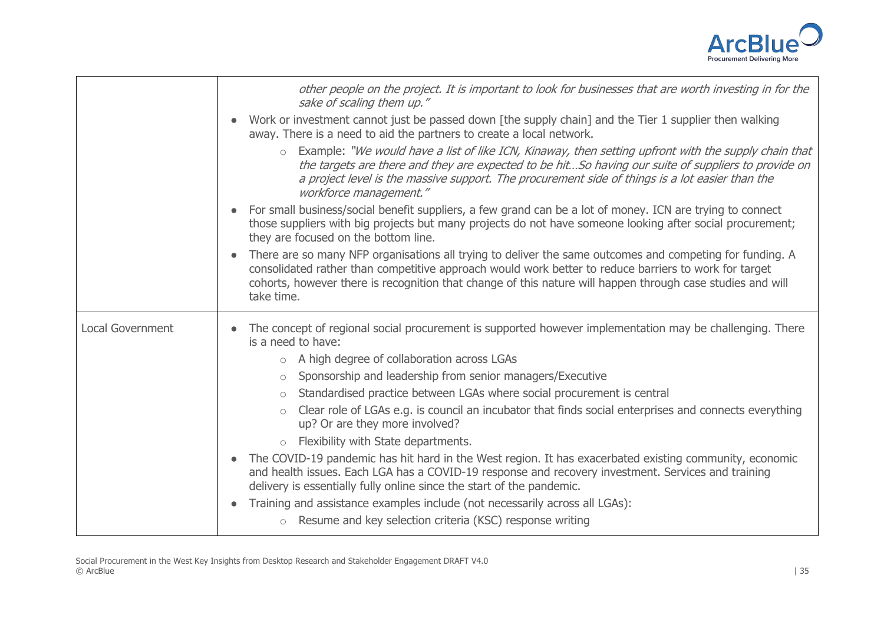| | |
|---|---|
| | *other people on the project. It is important to look for businesses that are worth investing in for the sake of scaling them up."*<br>• Work or investment cannot just be passed down [the supply chain] and the Tier 1 supplier then walking away. There is a need to aid the partners to create a local network.<br>&nbsp;&nbsp;&nbsp;&nbsp;○ Example: *"We would have a list of like ICN, Kinaway, then setting upfront with the supply chain that the targets are there and they are expected to be hit…So having our suite of suppliers to provide on a project level is the massive support. The procurement side of things is a lot easier than the workforce management."*<br>• For small business/social benefit suppliers, a few grand can be a lot of money. ICN are trying to connect those suppliers with big projects but many projects do not have someone looking after social procurement; they are focused on the bottom line.<br>• There are so many NFP organisations all trying to deliver the same outcomes and competing for funding. A consolidated rather than competitive approach would work better to reduce barriers to work for target cohorts, however there is recognition that change of this nature will happen through case studies and will take time. |
| Local Government | • The concept of regional social procurement is supported however implementation may be challenging. There is a need to have:<br>&nbsp;&nbsp;&nbsp;&nbsp;○ A high degree of collaboration across LGAs<br>&nbsp;&nbsp;&nbsp;&nbsp;○ Sponsorship and leadership from senior managers/Executive<br>&nbsp;&nbsp;&nbsp;&nbsp;○ Standardised practice between LGAs where social procurement is central<br>&nbsp;&nbsp;&nbsp;&nbsp;○ Clear role of LGAs e.g. is council an incubator that finds social enterprises and connects everything up? Or are they more involved?<br>&nbsp;&nbsp;&nbsp;&nbsp;○ Flexibility with State departments.<br>• The COVID-19 pandemic has hit hard in the West region. It has exacerbated existing community, economic and health issues. Each LGA has a COVID-19 response and recovery investment. Services and training delivery is essentially fully online since the start of the pandemic.<br>• Training and assistance examples include (not necessarily across all LGAs):<br>&nbsp;&nbsp;&nbsp;&nbsp;○ Resume and key selection criteria (KSC) response writing |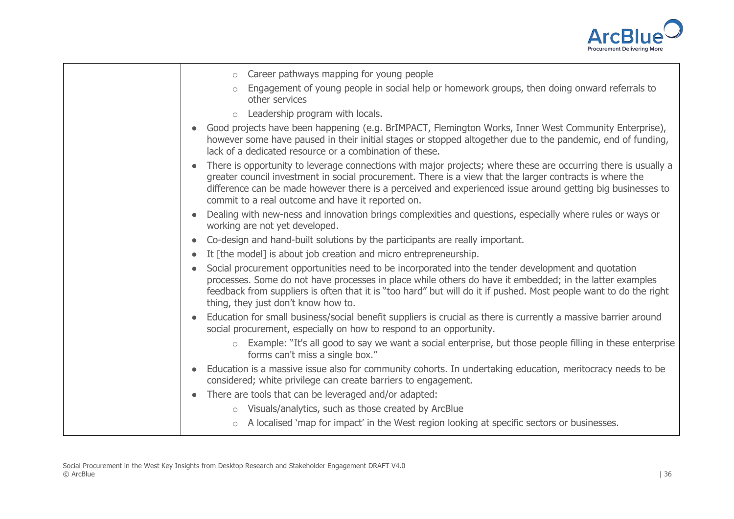| | |
|---|---|
| | ◦ Career pathways mapping for young people<br>◦ Engagement of young people in social help or homework groups, then doing onward referrals to other services<br>◦ Leadership program with locals.<br>• Good projects have been happening (e.g. BrIMPACT, Flemington Works, Inner West Community Enterprise), however some have paused in their initial stages or stopped altogether due to the pandemic, end of funding, lack of a dedicated resource or a combination of these.<br>• There is opportunity to leverage connections with major projects; where these are occurring there is usually a greater council investment in social procurement. There is a view that the larger contracts is where the difference can be made however there is a perceived and experienced issue around getting big businesses to commit to a real outcome and have it reported on.<br>• Dealing with new-ness and innovation brings complexities and questions, especially where rules or ways or working are not yet developed.<br>• Co-design and hand-built solutions by the participants are really important.<br>• It [the model] is about job creation and micro entrepreneurship.<br>• Social procurement opportunities need to be incorporated into the tender development and quotation processes. Some do not have processes in place while others do have it embedded; in the latter examples feedback from suppliers is often that it is "too hard" but will do it if pushed. Most people want to do the right thing, they just don't know how to.<br>• Education for small business/social benefit suppliers is crucial as there is currently a massive barrier around social procurement, especially on how to respond to an opportunity.<br>◦ Example: "It's all good to say we want a social enterprise, but those people filling in these enterprise forms can't miss a single box."<br>• Education is a massive issue also for community cohorts. In undertaking education, meritocracy needs to be considered; white privilege can create barriers to engagement.<br>• There are tools that can be leveraged and/or adapted:<br>◦ Visuals/analytics, such as those created by ArcBlue<br>◦ A localised 'map for impact' in the West region looking at specific sectors or businesses. |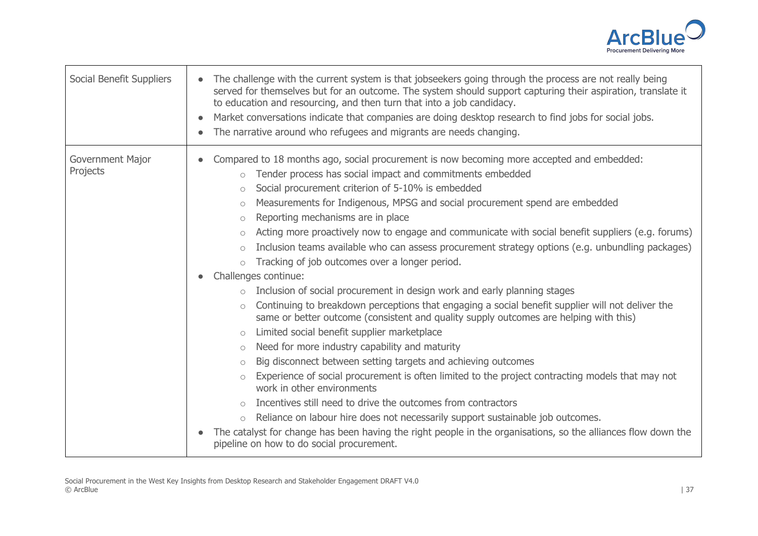| | |
|---|---|
| Social Benefit Suppliers | • The challenge with the current system is that jobseekers going through the process are not really being served for themselves but for an outcome. The system should support capturing their aspiration, translate it to education and resourcing, and then turn that into a job candidacy.<br>• Market conversations indicate that companies are doing desktop research to find jobs for social jobs.<br>• The narrative around who refugees and migrants are needs changing. |
| Government Major Projects | • Compared to 18 months ago, social procurement is now becoming more accepted and embedded:<br>  ○ Tender process has social impact and commitments embedded<br>  ○ Social procurement criterion of 5-10% is embedded<br>  ○ Measurements for Indigenous, MPSG and social procurement spend are embedded<br>  ○ Reporting mechanisms are in place<br>  ○ Acting more proactively now to engage and communicate with social benefit suppliers (e.g. forums)<br>  ○ Inclusion teams available who can assess procurement strategy options (e.g. unbundling packages)<br>  ○ Tracking of job outcomes over a longer period.<br>• Challenges continue:<br>  ○ Inclusion of social procurement in design work and early planning stages<br>  ○ Continuing to breakdown perceptions that engaging a social benefit supplier will not deliver the same or better outcome (consistent and quality supply outcomes are helping with this)<br>  ○ Limited social benefit supplier marketplace<br>  ○ Need for more industry capability and maturity<br>  ○ Big disconnect between setting targets and achieving outcomes<br>  ○ Experience of social procurement is often limited to the project contracting models that may not work in other environments<br>  ○ Incentives still need to drive the outcomes from contractors<br>  ○ Reliance on labour hire does not necessarily support sustainable job outcomes.<br>• The catalyst for change has been having the right people in the organisations, so the alliances flow down the pipeline on how to do social procurement. |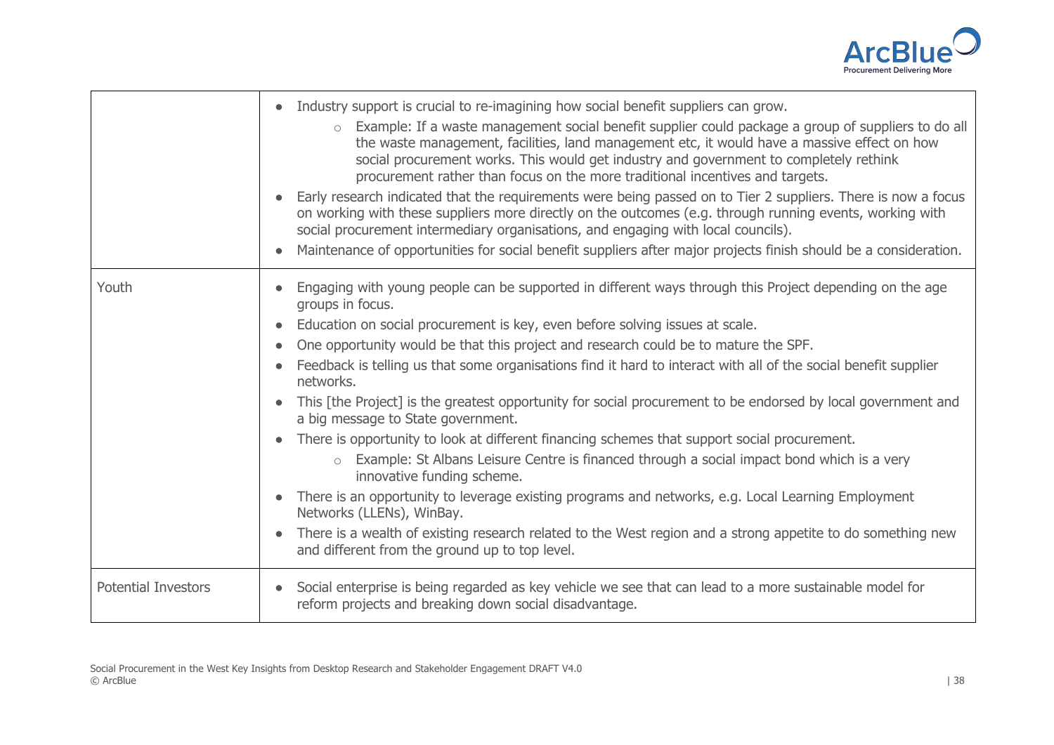| | |
|---|---|
| | • Industry support is crucial to re-imagining how social benefit suppliers can grow.<br>  ○ Example: If a waste management social benefit supplier could package a group of suppliers to do all the waste management, facilities, land management etc, it would have a massive effect on how social procurement works. This would get industry and government to completely rethink procurement rather than focus on the more traditional incentives and targets.<br>• Early research indicated that the requirements were being passed on to Tier 2 suppliers. There is now a focus on working with these suppliers more directly on the outcomes (e.g. through running events, working with social procurement intermediary organisations, and engaging with local councils).<br>• Maintenance of opportunities for social benefit suppliers after major projects finish should be a consideration. |
| Youth | • Engaging with young people can be supported in different ways through this Project depending on the age groups in focus.<br>• Education on social procurement is key, even before solving issues at scale.<br>• One opportunity would be that this project and research could be to mature the SPF.<br>• Feedback is telling us that some organisations find it hard to interact with all of the social benefit supplier networks.<br>• This [the Project] is the greatest opportunity for social procurement to be endorsed by local government and a big message to State government.<br>• There is opportunity to look at different financing schemes that support social procurement.<br>  ○ Example: St Albans Leisure Centre is financed through a social impact bond which is a very innovative funding scheme.<br>• There is an opportunity to leverage existing programs and networks, e.g. Local Learning Employment Networks (LLENs), WinBay.<br>• There is a wealth of existing research related to the West region and a strong appetite to do something new and different from the ground up to top level. |
| Potential Investors | • Social enterprise is being regarded as key vehicle we see that can lead to a more sustainable model for reform projects and breaking down social disadvantage. |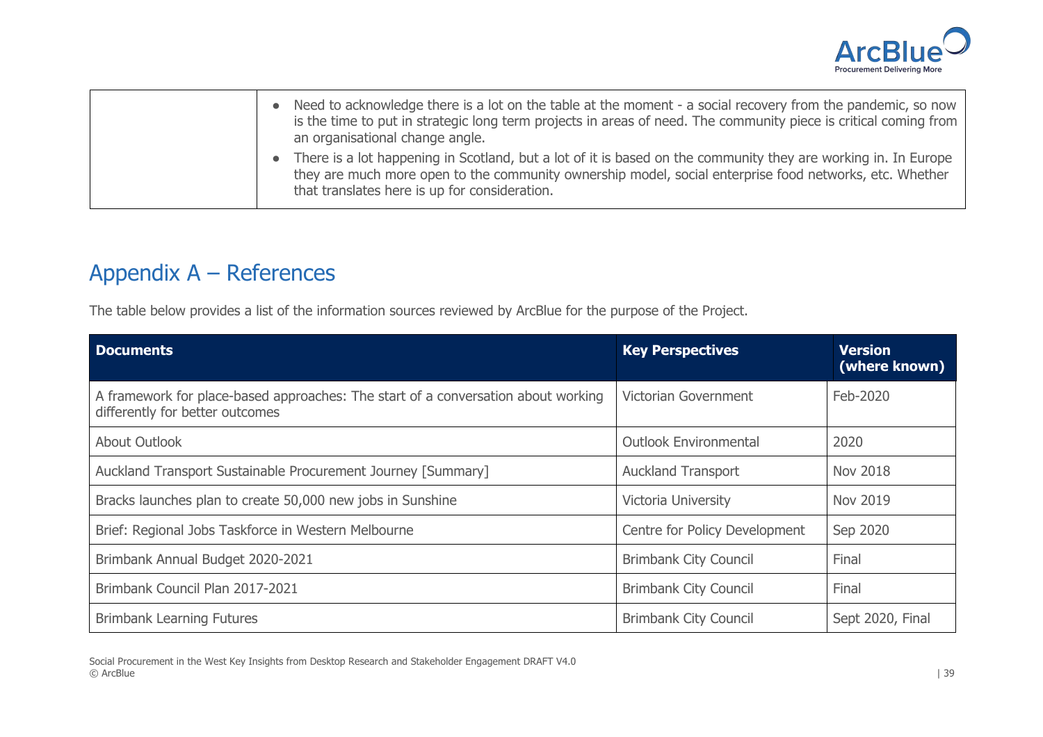| | |
|---|---|
| | • Need to acknowledge there is a lot on the table at the moment - a social recovery from the pandemic, so now is the time to put in strategic long term projects in areas of need. The community piece is critical coming from an organisational change angle.<br>• There is a lot happening in Scotland, but a lot of it is based on the community they are working in. In Europe they are much more open to the community ownership model, social enterprise food networks, etc. Whether that translates here is up for consideration. |

## Appendix A – References

The table below provides a list of the information sources reviewed by ArcBlue for the purpose of the Project.

| Documents | Key Perspectives | Version (where known) |
|---|---|---|
| A framework for place-based approaches: The start of a conversation about working differently for better outcomes | Victorian Government | Feb-2020 |
| About Outlook | Outlook Environmental | 2020 |
| Auckland Transport Sustainable Procurement Journey [Summary] | Auckland Transport | Nov 2018 |
| Bracks launches plan to create 50,000 new jobs in Sunshine | Victoria University | Nov 2019 |
| Brief: Regional Jobs Taskforce in Western Melbourne | Centre for Policy Development | Sep 2020 |
| Brimbank Annual Budget 2020-2021 | Brimbank City Council | Final |
| Brimbank Council Plan 2017-2021 | Brimbank City Council | Final |
| Brimbank Learning Futures | Brimbank City Council | Sept 2020, Final |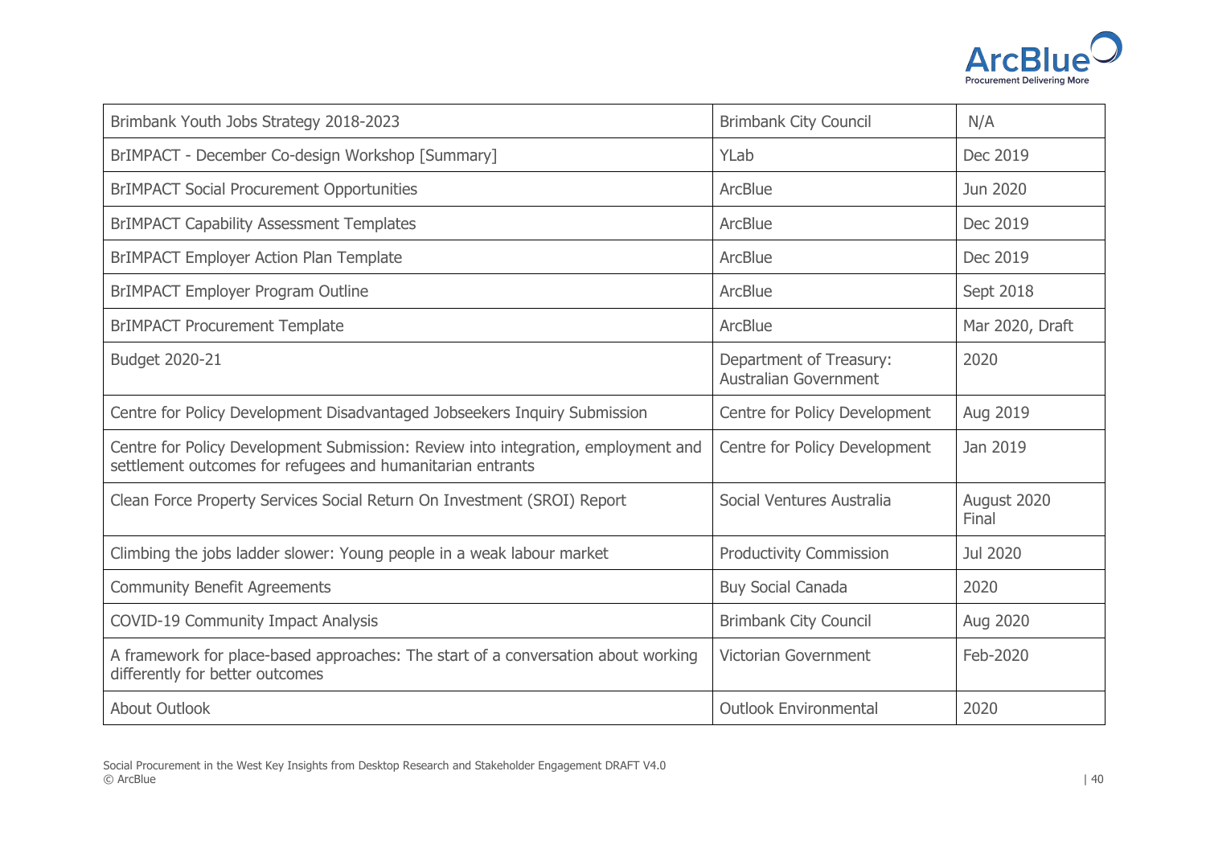| Brimbank Youth Jobs Strategy 2018-2023 | Brimbank City Council | N/A |
|---|---|---|
| BrIMPACT - December Co-design Workshop [Summary] | YLab | Dec 2019 |
| BrIMPACT Social Procurement Opportunities | ArcBlue | Jun 2020 |
| BrIMPACT Capability Assessment Templates | ArcBlue | Dec 2019 |
| BrIMPACT Employer Action Plan Template | ArcBlue | Dec 2019 |
| BrIMPACT Employer Program Outline | ArcBlue | Sept 2018 |
| BrIMPACT Procurement Template | ArcBlue | Mar 2020, Draft |
| Budget 2020-21 | Department of Treasury: Australian Government | 2020 |
| Centre for Policy Development Disadvantaged Jobseekers Inquiry Submission | Centre for Policy Development | Aug 2019 |
| Centre for Policy Development Submission: Review into integration, employment and settlement outcomes for refugees and humanitarian entrants | Centre for Policy Development | Jan 2019 |
| Clean Force Property Services Social Return On Investment (SROI) Report | Social Ventures Australia | August 2020 Final |
| Climbing the jobs ladder slower: Young people in a weak labour market | Productivity Commission | Jul 2020 |
| Community Benefit Agreements | Buy Social Canada | 2020 |
| COVID-19 Community Impact Analysis | Brimbank City Council | Aug 2020 |
| A framework for place-based approaches: The start of a conversation about working differently for better outcomes | Victorian Government | Feb-2020 |
| About Outlook | Outlook Environmental | 2020 |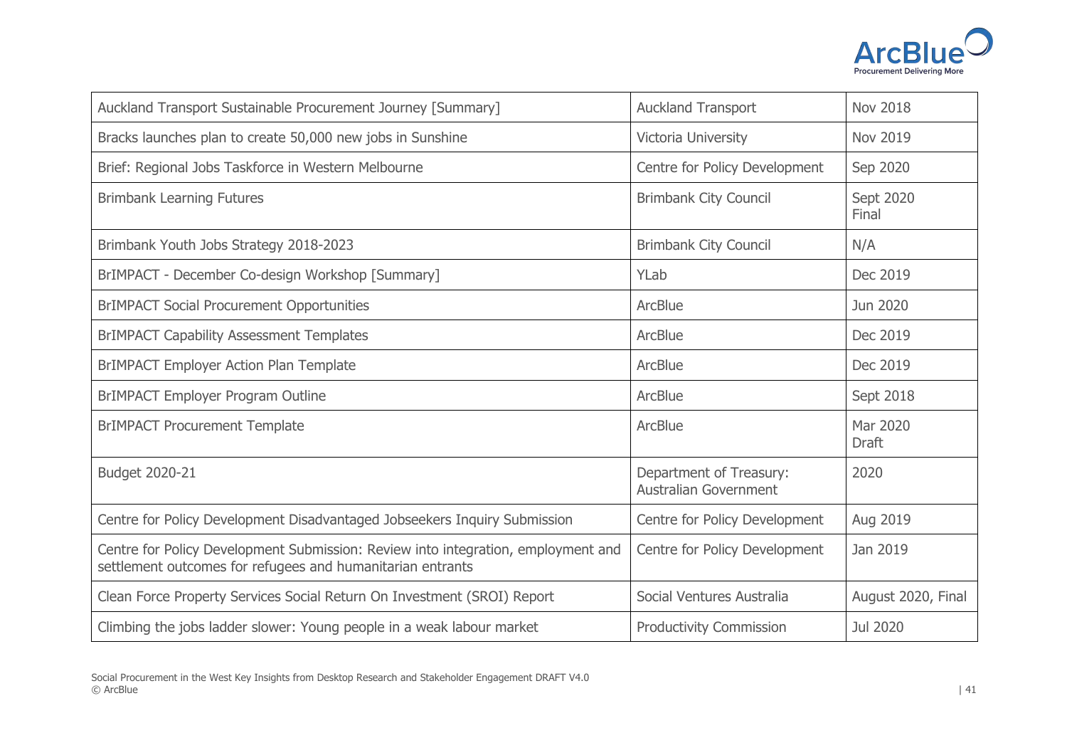| Auckland Transport Sustainable Procurement Journey [Summary] | Auckland Transport | Nov 2018 |
|---|---|---|
| Bracks launches plan to create 50,000 new jobs in Sunshine | Victoria University | Nov 2019 |
| Brief: Regional Jobs Taskforce in Western Melbourne | Centre for Policy Development | Sep 2020 |
| Brimbank Learning Futures | Brimbank City Council | Sept 2020 Final |
| Brimbank Youth Jobs Strategy 2018-2023 | Brimbank City Council | N/A |
| BrIMPACT - December Co-design Workshop [Summary] | YLab | Dec 2019 |
| BrIMPACT Social Procurement Opportunities | ArcBlue | Jun 2020 |
| BrIMPACT Capability Assessment Templates | ArcBlue | Dec 2019 |
| BrIMPACT Employer Action Plan Template | ArcBlue | Dec 2019 |
| BrIMPACT Employer Program Outline | ArcBlue | Sept 2018 |
| BrIMPACT Procurement Template | ArcBlue | Mar 2020 Draft |
| Budget 2020-21 | Department of Treasury: Australian Government | 2020 |
| Centre for Policy Development Disadvantaged Jobseekers Inquiry Submission | Centre for Policy Development | Aug 2019 |
| Centre for Policy Development Submission: Review into integration, employment and settlement outcomes for refugees and humanitarian entrants | Centre for Policy Development | Jan 2019 |
| Clean Force Property Services Social Return On Investment (SROI) Report | Social Ventures Australia | August 2020, Final |
| Climbing the jobs ladder slower: Young people in a weak labour market | Productivity Commission | Jul 2020 |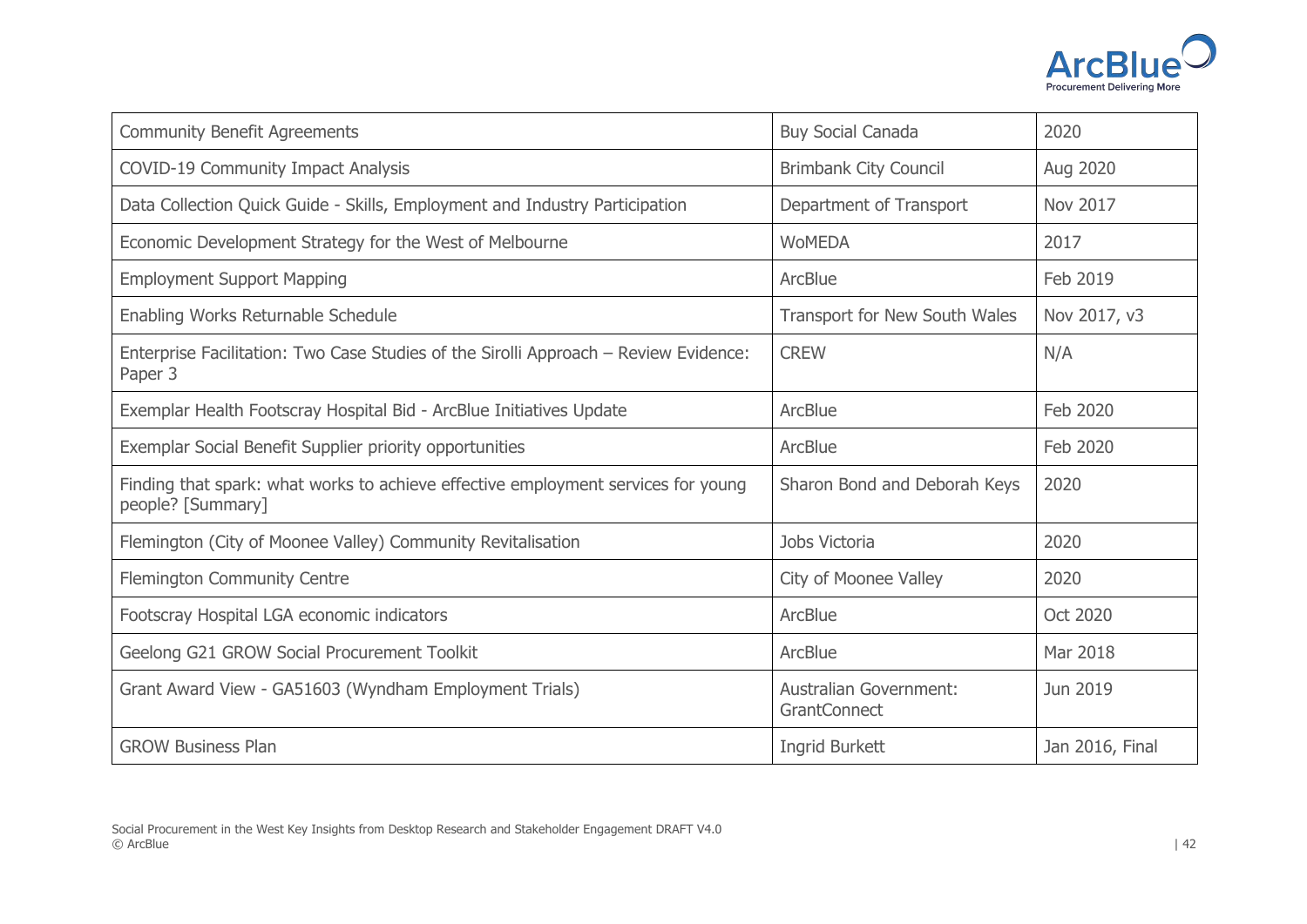| | | |
|---|---|---|
| Community Benefit Agreements | Buy Social Canada | 2020 |
| COVID-19 Community Impact Analysis | Brimbank City Council | Aug 2020 |
| Data Collection Quick Guide - Skills, Employment and Industry Participation | Department of Transport | Nov 2017 |
| Economic Development Strategy for the West of Melbourne | WoMEDA | 2017 |
| Employment Support Mapping | ArcBlue | Feb 2019 |
| Enabling Works Returnable Schedule | Transport for New South Wales | Nov 2017, v3 |
| Enterprise Facilitation: Two Case Studies of the Sirolli Approach – Review Evidence: Paper 3 | CREW | N/A |
| Exemplar Health Footscray Hospital Bid - ArcBlue Initiatives Update | ArcBlue | Feb 2020 |
| Exemplar Social Benefit Supplier priority opportunities | ArcBlue | Feb 2020 |
| Finding that spark: what works to achieve effective employment services for young people? [Summary] | Sharon Bond and Deborah Keys | 2020 |
| Flemington (City of Moonee Valley) Community Revitalisation | Jobs Victoria | 2020 |
| Flemington Community Centre | City of Moonee Valley | 2020 |
| Footscray Hospital LGA economic indicators | ArcBlue | Oct 2020 |
| Geelong G21 GROW Social Procurement Toolkit | ArcBlue | Mar 2018 |
| Grant Award View - GA51603 (Wyndham Employment Trials) | Australian Government: GrantConnect | Jun 2019 |
| GROW Business Plan | Ingrid Burkett | Jan 2016, Final |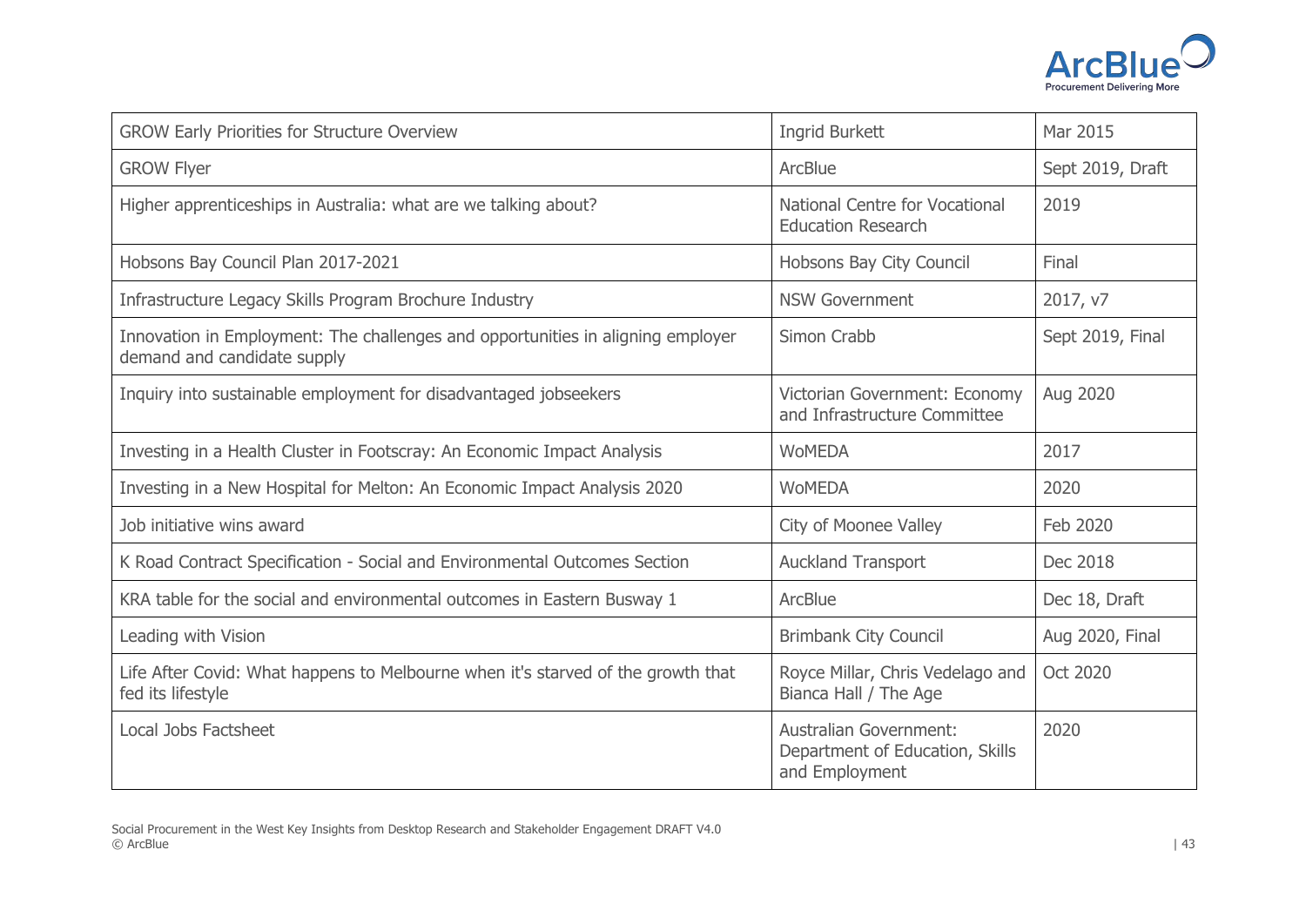| GROW Early Priorities for Structure Overview | Ingrid Burkett | Mar 2015 |
|---|---|---|
| GROW Flyer | ArcBlue | Sept 2019, Draft |
| Higher apprenticeships in Australia: what are we talking about? | National Centre for Vocational Education Research | 2019 |
| Hobsons Bay Council Plan 2017-2021 | Hobsons Bay City Council | Final |
| Infrastructure Legacy Skills Program Brochure Industry | NSW Government | 2017, v7 |
| Innovation in Employment: The challenges and opportunities in aligning employer demand and candidate supply | Simon Crabb | Sept 2019, Final |
| Inquiry into sustainable employment for disadvantaged jobseekers | Victorian Government: Economy and Infrastructure Committee | Aug 2020 |
| Investing in a Health Cluster in Footscray: An Economic Impact Analysis | WoMEDA | 2017 |
| Investing in a New Hospital for Melton: An Economic Impact Analysis 2020 | WoMEDA | 2020 |
| Job initiative wins award | City of Moonee Valley | Feb 2020 |
| K Road Contract Specification - Social and Environmental Outcomes Section | Auckland Transport | Dec 2018 |
| KRA table for the social and environmental outcomes in Eastern Busway 1 | ArcBlue | Dec 18, Draft |
| Leading with Vision | Brimbank City Council | Aug 2020, Final |
| Life After Covid: What happens to Melbourne when it's starved of the growth that fed its lifestyle | Royce Millar, Chris Vedelago and Bianca Hall / The Age | Oct 2020 |
| Local Jobs Factsheet | Australian Government: Department of Education, Skills and Employment | 2020 |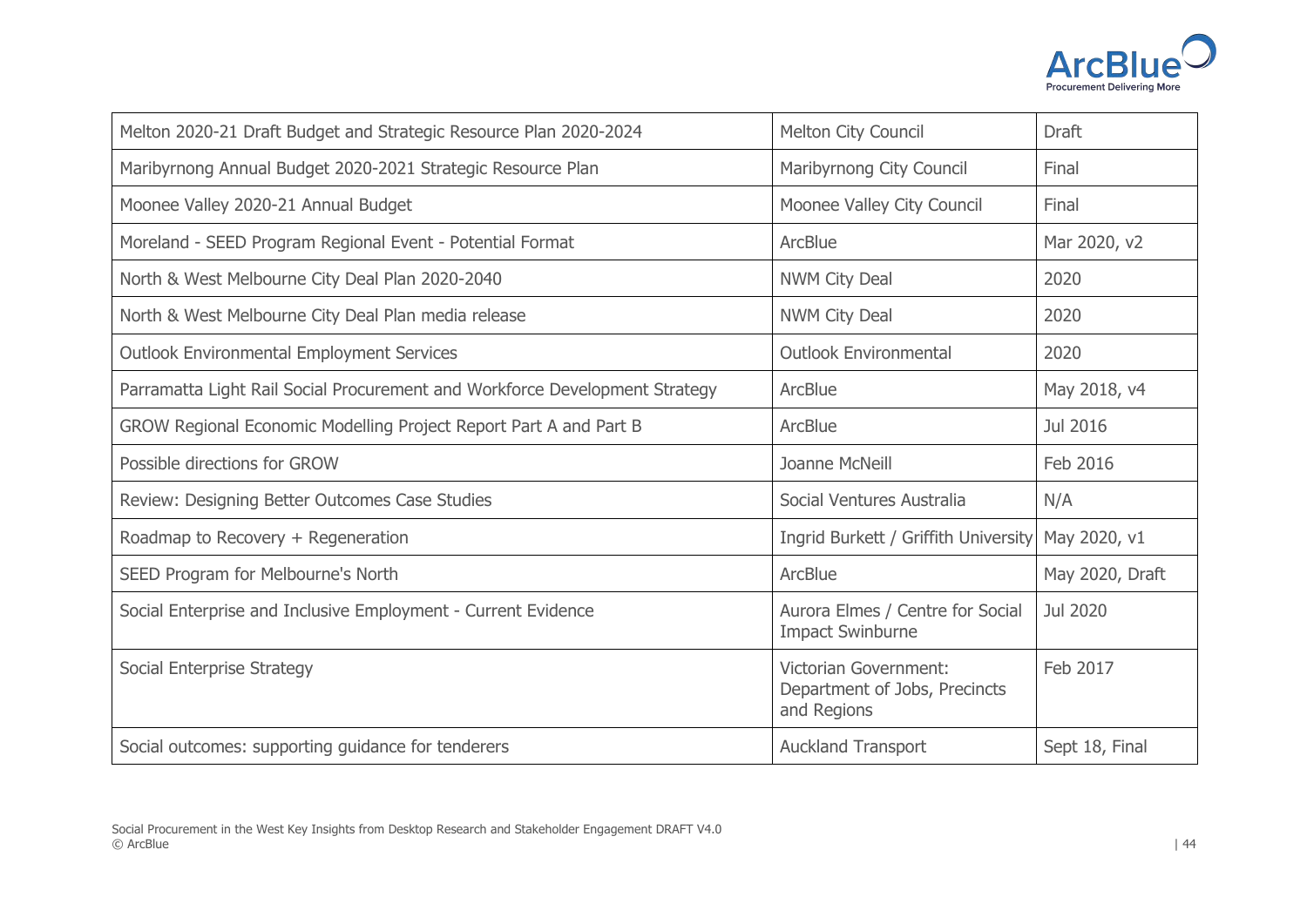| | | |
|---|---|---|
| Melton 2020-21 Draft Budget and Strategic Resource Plan 2020-2024 | Melton City Council | Draft |
| Maribyrnong Annual Budget 2020-2021 Strategic Resource Plan | Maribyrnong City Council | Final |
| Moonee Valley 2020-21 Annual Budget | Moonee Valley City Council | Final |
| Moreland - SEED Program Regional Event - Potential Format | ArcBlue | Mar 2020, v2 |
| North & West Melbourne City Deal Plan 2020-2040 | NWM City Deal | 2020 |
| North & West Melbourne City Deal Plan media release | NWM City Deal | 2020 |
| Outlook Environmental Employment Services | Outlook Environmental | 2020 |
| Parramatta Light Rail Social Procurement and Workforce Development Strategy | ArcBlue | May 2018, v4 |
| GROW Regional Economic Modelling Project Report Part A and Part B | ArcBlue | Jul 2016 |
| Possible directions for GROW | Joanne McNeill | Feb 2016 |
| Review: Designing Better Outcomes Case Studies | Social Ventures Australia | N/A |
| Roadmap to Recovery + Regeneration | Ingrid Burkett / Griffith University | May 2020, v1 |
| SEED Program for Melbourne's North | ArcBlue | May 2020, Draft |
| Social Enterprise and Inclusive Employment - Current Evidence | Aurora Elmes / Centre for Social Impact Swinburne | Jul 2020 |
| Social Enterprise Strategy | Victorian Government: Department of Jobs, Precincts and Regions | Feb 2017 |
| Social outcomes: supporting guidance for tenderers | Auckland Transport | Sept 18, Final |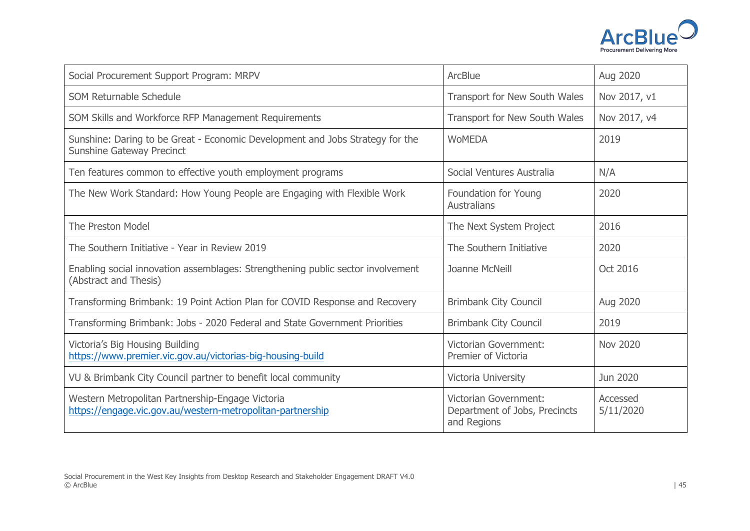| | | |
|---|---|---|
| Social Procurement Support Program: MRPV | ArcBlue | Aug 2020 |
| SOM Returnable Schedule | Transport for New South Wales | Nov 2017, v1 |
| SOM Skills and Workforce RFP Management Requirements | Transport for New South Wales | Nov 2017, v4 |
| Sunshine: Daring to be Great - Economic Development and Jobs Strategy for the Sunshine Gateway Precinct | WoMEDA | 2019 |
| Ten features common to effective youth employment programs | Social Ventures Australia | N/A |
| The New Work Standard: How Young People are Engaging with Flexible Work | Foundation for Young Australians | 2020 |
| The Preston Model | The Next System Project | 2016 |
| The Southern Initiative - Year in Review 2019 | The Southern Initiative | 2020 |
| Enabling social innovation assemblages: Strengthening public sector involvement (Abstract and Thesis) | Joanne McNeill | Oct 2016 |
| Transforming Brimbank: 19 Point Action Plan for COVID Response and Recovery | Brimbank City Council | Aug 2020 |
| Transforming Brimbank: Jobs - 2020 Federal and State Government Priorities | Brimbank City Council | 2019 |
| Victoria's Big Housing Building https://www.premier.vic.gov.au/victorias-big-housing-build | Victorian Government: Premier of Victoria | Nov 2020 |
| VU & Brimbank City Council partner to benefit local community | Victoria University | Jun 2020 |
| Western Metropolitan Partnership-Engage Victoria https://engage.vic.gov.au/western-metropolitan-partnership | Victorian Government: Department of Jobs, Precincts and Regions | Accessed 5/11/2020 |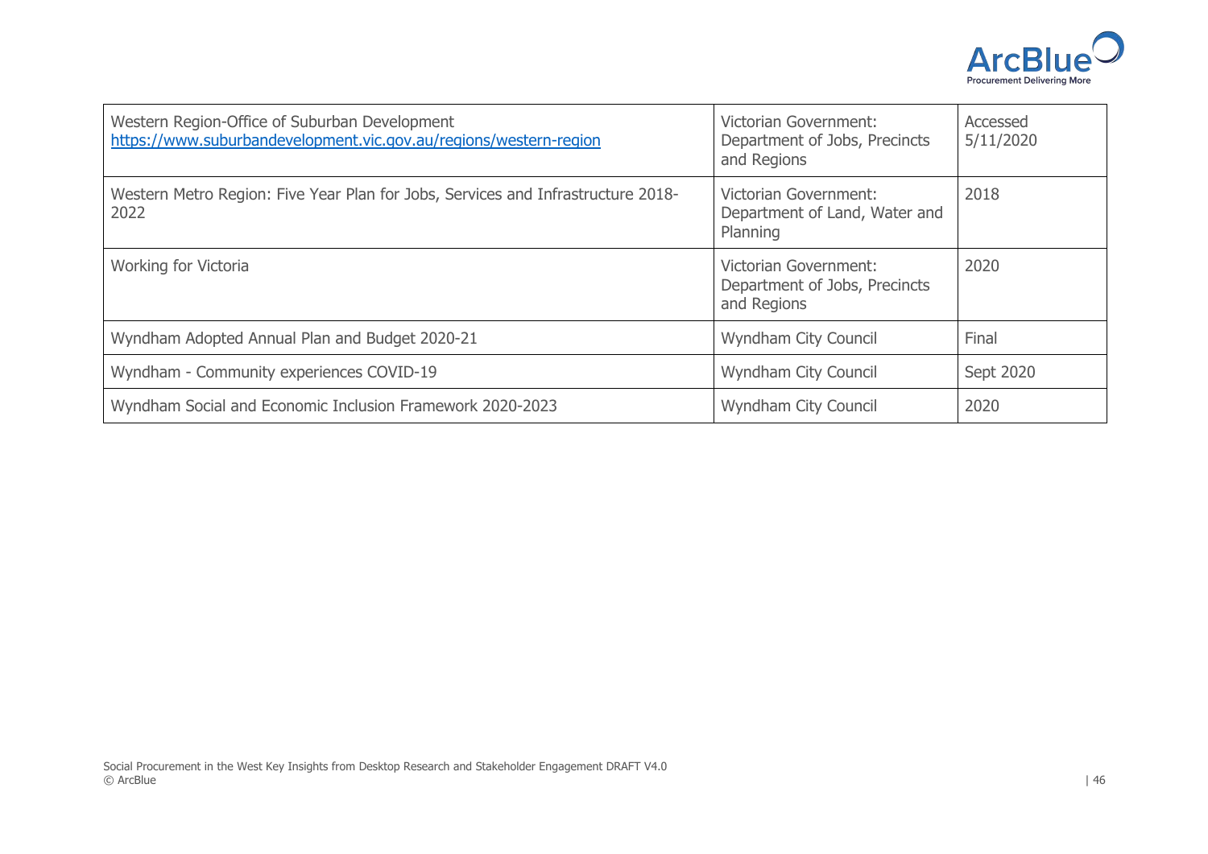| Western Region-Office of Suburban Development https://www.suburbandevelopment.vic.gov.au/regions/western-region | Victorian Government: Department of Jobs, Precincts and Regions | Accessed 5/11/2020 |
|---|---|---|
| Western Metro Region: Five Year Plan for Jobs, Services and Infrastructure 2018-2022 | Victorian Government: Department of Land, Water and Planning | 2018 |
| Working for Victoria | Victorian Government: Department of Jobs, Precincts and Regions | 2020 |
| Wyndham Adopted Annual Plan and Budget 2020-21 | Wyndham City Council | Final |
| Wyndham - Community experiences COVID-19 | Wyndham City Council | Sept 2020 |
| Wyndham Social and Economic Inclusion Framework 2020-2023 | Wyndham City Council | 2020 |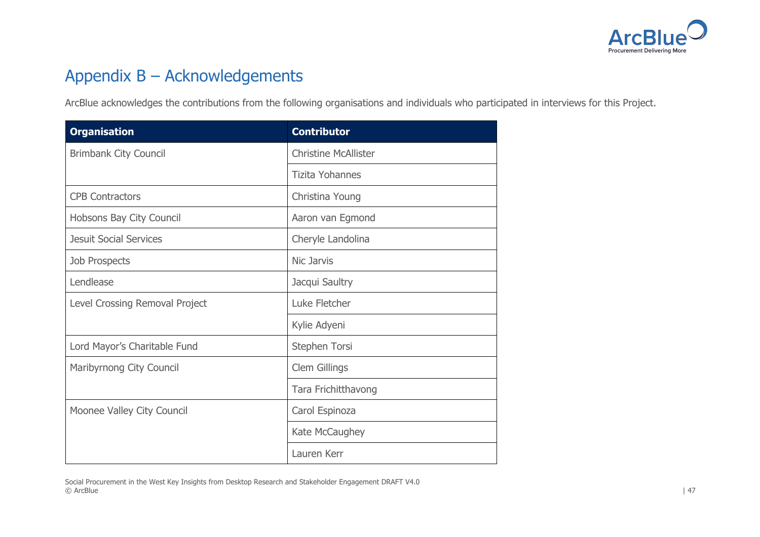# Appendix B – Acknowledgements

ArcBlue acknowledges the contributions from the following organisations and individuals who participated in interviews for this Project.

| Organisation | Contributor |
|---|---|
| Brimbank City Council | Christine McAllister |
| | Tizita Yohannes |
| CPB Contractors | Christina Young |
| Hobsons Bay City Council | Aaron van Egmond |
| Jesuit Social Services | Cheryle Landolina |
| Job Prospects | Nic Jarvis |
| Lendlease | Jacqui Saultry |
| Level Crossing Removal Project | Luke Fletcher |
| | Kylie Adyeni |
| Lord Mayor's Charitable Fund | Stephen Torsi |
| Maribyrnong City Council | Clem Gillings |
| | Tara Frichitthavong |
| Moonee Valley City Council | Carol Espinoza |
| | Kate McCaughey |
| | Lauren Kerr |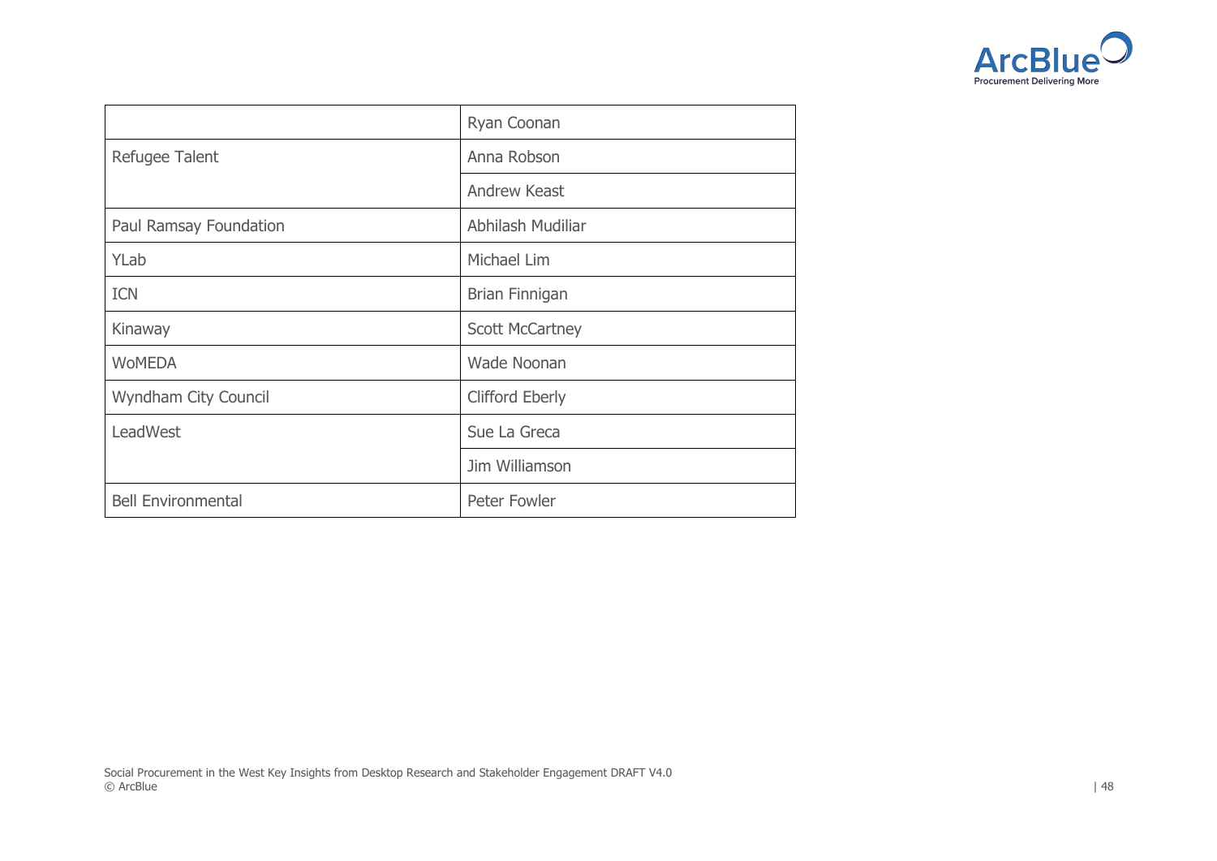| | |
|---|---|
| | Ryan Coonan |
| Refugee Talent | Anna Robson |
| | Andrew Keast |
| Paul Ramsay Foundation | Abhilash Mudiliar |
| YLab | Michael Lim |
| ICN | Brian Finnigan |
| Kinaway | Scott McCartney |
| WoMEDA | Wade Noonan |
| Wyndham City Council | Clifford Eberly |
| LeadWest | Sue La Greca |
| | Jim Williamson |
| Bell Environmental | Peter Fowler |